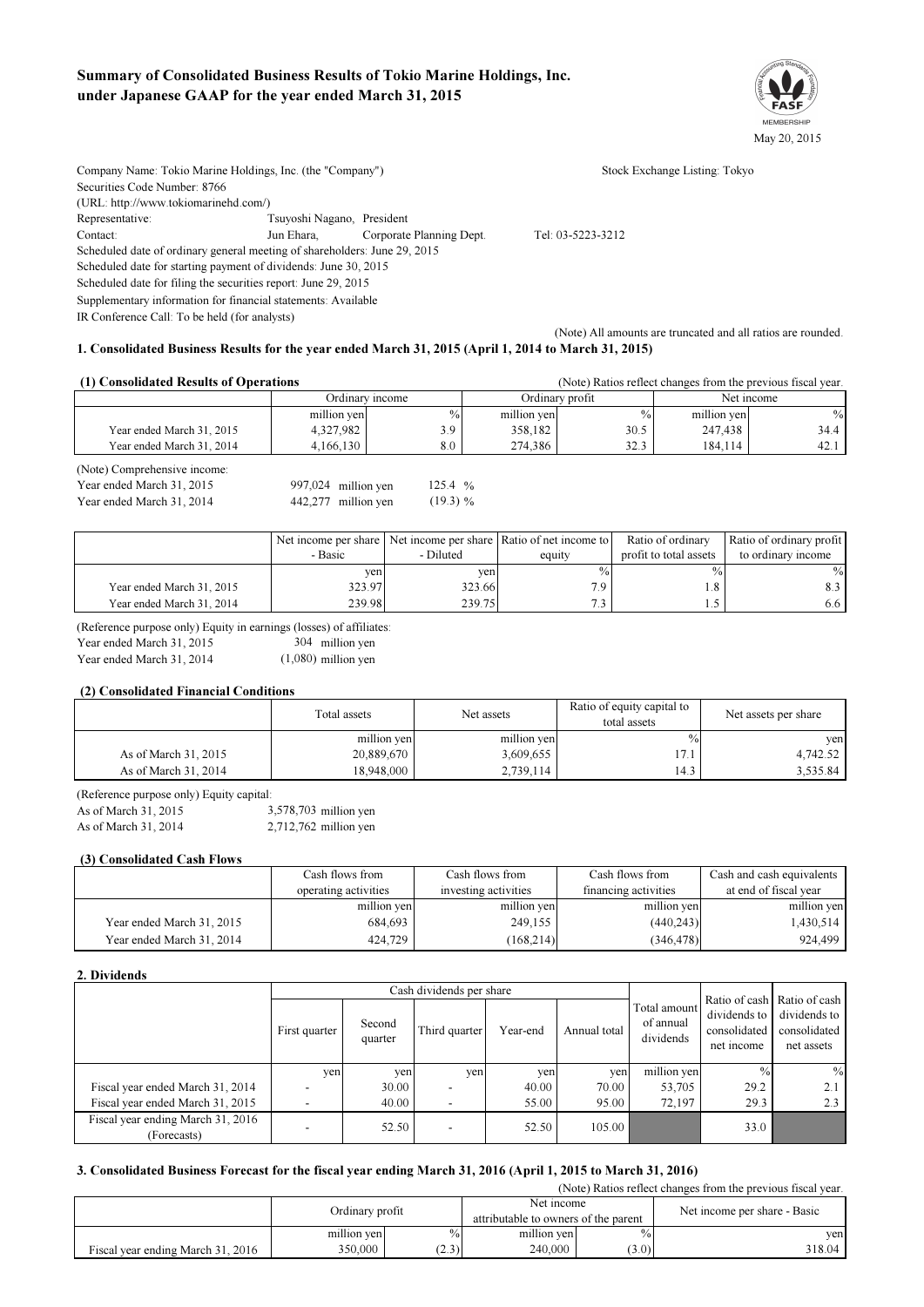# Summary of Consolidated Business Results of Tokio Marine Holdings, Inc. under Japanese GAAP for the year ended March 31, 2015

May 20, 2015

Company Name: Tokio Marine Holdings, Inc. (the "Company")　　Stock Exchange Listing: Tokyo
Securities Code Number: 8766
(URL: http://www.tokiomarinehd.com/)
Representative: Tsuyoshi Nagano, President
Contact: Jun Ehara, Corporate Planning Dept. Tel: 03-5223-3212
Scheduled date of ordinary general meeting of shareholders: June 29, 2015
Scheduled date for starting payment of dividends: June 30, 2015
Scheduled date for filing the securities report: June 29, 2015
Supplementary information for financial statements: Available
IR Conference Call: To be held (for analysts)

(Note) All amounts are truncated and all ratios are rounded.

## 1. Consolidated Business Results for the year ended March 31, 2015 (April 1, 2014 to March 31, 2015)

### (1) Consolidated Results of Operations

(Note) Ratios reflect changes from the previous fiscal year.

| | Ordinary income | | Ordinary profit | | Net income | |
|---|---|---|---|---|---|---|
| | million yen | % | million yen | % | million yen | % |
| Year ended March 31, 2015 | 4,327,982 | 3.9 | 358,182 | 30.5 | 247,438 | 34.4 |
| Year ended March 31, 2014 | 4,166,130 | 8.0 | 274,386 | 32.3 | 184,114 | 42.1 |

(Note) Comprehensive income:
Year ended March 31, 2015　997,024 million yen　125.4 %
Year ended March 31, 2014　442,277 million yen　(19.3) %

| | Net income per share - Basic | Net income per share - Diluted | Ratio of net income to equity | Ratio of ordinary profit to total assets | Ratio of ordinary profit to ordinary income |
|---|---|---|---|---|---|
| | yen | yen | % | % | % |
| Year ended March 31, 2015 | 323.97 | 323.66 | 7.9 | 1.8 | 8.3 |
| Year ended March 31, 2014 | 239.98 | 239.75 | 7.3 | 1.5 | 6.6 |

(Reference purpose only) Equity in earnings (losses) of affiliates:
Year ended March 31, 2015　304 million yen
Year ended March 31, 2014　(1,080) million yen

### (2) Consolidated Financial Conditions

| | Total assets | Net assets | Ratio of equity capital to total assets | Net assets per share |
|---|---|---|---|---|
| | million yen | million yen | % | yen |
| As of March 31, 2015 | 20,889,670 | 3,609,655 | 17.1 | 4,742.52 |
| As of March 31, 2014 | 18,948,000 | 2,739,114 | 14.3 | 3,535.84 |

(Reference purpose only) Equity capital:
As of March 31, 2015　3,578,703 million yen
As of March 31, 2014　2,712,762 million yen

### (3) Consolidated Cash Flows

| | Cash flows from operating activities | Cash flows from investing activities | Cash flows from financing activities | Cash and cash equivalents at end of fiscal year |
|---|---|---|---|---|
| | million yen | million yen | million yen | million yen |
| Year ended March 31, 2015 | 684,693 | 249,155 | (440,243) | 1,430,514 |
| Year ended March 31, 2014 | 424,729 | (168,214) | (346,478) | 924,499 |

## 2. Dividends

| | Cash dividends per share | | | | | Total amount of annual dividends | Ratio of cash dividends to consolidated net income | Ratio of cash dividends to consolidated net assets |
|---|---|---|---|---|---|---|---|---|
| | First quarter | Second quarter | Third quarter | Year-end | Annual total | | | |
| | yen | yen | yen | yen | yen | million yen | % | % |
| Fiscal year ended March 31, 2014 | - | 30.00 | - | 40.00 | 70.00 | 53,705 | 29.2 | 2.1 |
| Fiscal year ended March 31, 2015 | - | 40.00 | - | 55.00 | 95.00 | 72,197 | 29.3 | 2.3 |
| Fiscal year ending March 31, 2016 (Forecasts) | - | 52.50 | - | 52.50 | 105.00 | | 33.0 | |

## 3. Consolidated Business Forecast for the fiscal year ending March 31, 2016 (April 1, 2015 to March 31, 2016)

(Note) Ratios reflect changes from the previous fiscal year.

| | Ordinary profit | | Net income attributable to owners of the parent | | Net income per share - Basic |
|---|---|---|---|---|---|
| | million yen | % | million yen | % | yen |
| Fiscal year ending March 31, 2016 | 350,000 | (2.3) | 240,000 | (3.0) | 318.04 |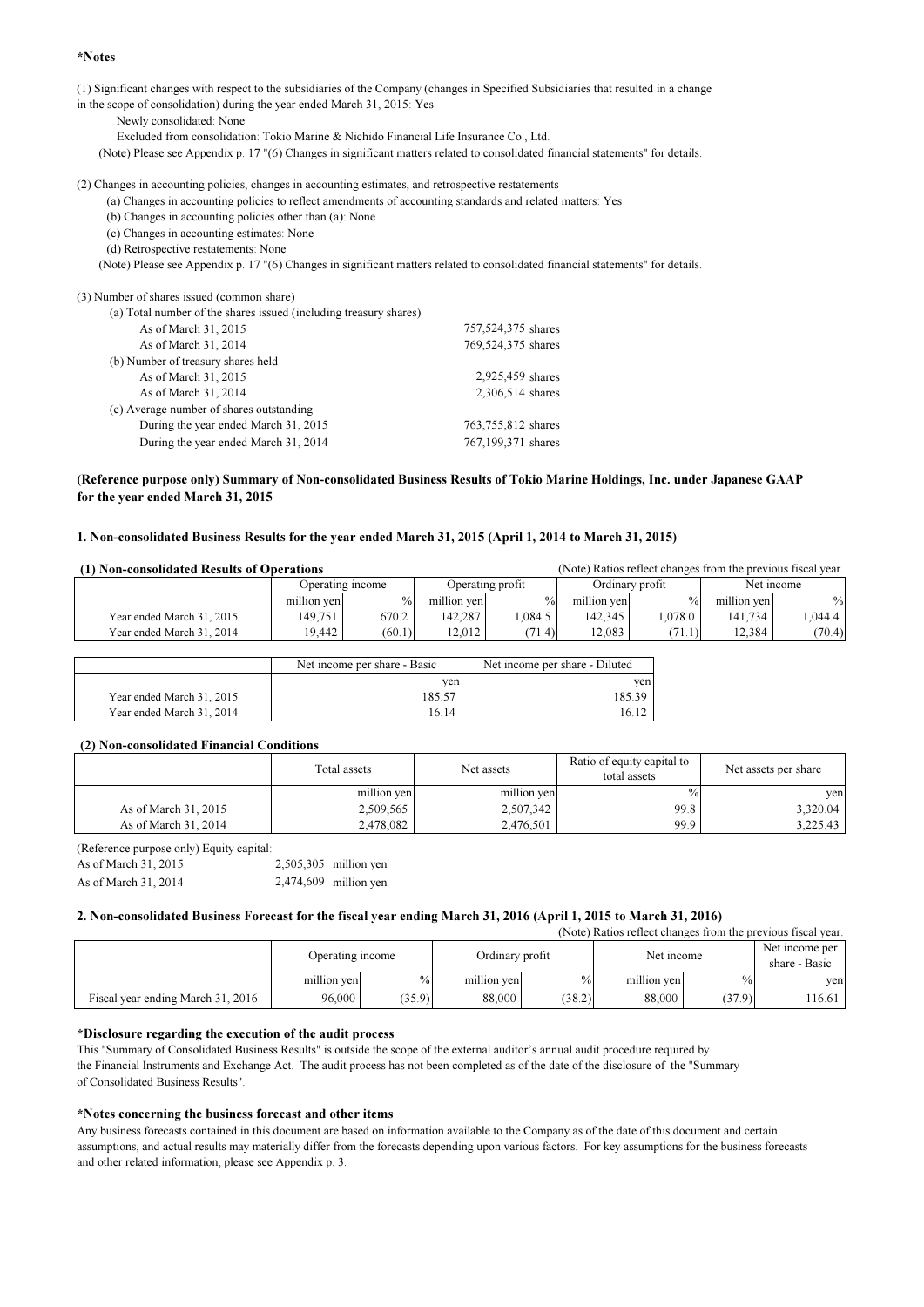**\*Notes**

(1) Significant changes with respect to the subsidiaries of the Company (changes in Specified Subsidiaries that resulted in a change in the scope of consolidation) during the year ended March 31, 2015: Yes

Newly consolidated: None

Excluded from consolidation: Tokio Marine & Nichido Financial Life Insurance Co., Ltd.

(Note) Please see Appendix p. 17 "(6) Changes in significant matters related to consolidated financial statements" for details.

(2) Changes in accounting policies, changes in accounting estimates, and retrospective restatements

(a) Changes in accounting policies to reflect amendments of accounting standards and related matters: Yes

(b) Changes in accounting policies other than (a): None

(c) Changes in accounting estimates: None

(d) Retrospective restatements: None

(Note) Please see Appendix p. 17 "(6) Changes in significant matters related to consolidated financial statements" for details.

(3) Number of shares issued (common share)

| | |
|---|---|
| (a) Total number of the shares issued (including treasury shares) | |
| As of March 31, 2015 | 757,524,375 shares |
| As of March 31, 2014 | 769,524,375 shares |
| (b) Number of treasury shares held | |
| As of March 31, 2015 | 2,925,459 shares |
| As of March 31, 2014 | 2,306,514 shares |
| (c) Average number of shares outstanding | |
| During the year ended March 31, 2015 | 763,755,812 shares |
| During the year ended March 31, 2014 | 767,199,371 shares |

**(Reference purpose only) Summary of Non-consolidated Business Results of Tokio Marine Holdings, Inc. under Japanese GAAP for the year ended March 31, 2015**

**1. Non-consolidated Business Results for the year ended March 31, 2015 (April 1, 2014 to March 31, 2015)**

**(1) Non-consolidated Results of Operations**

(Note) Ratios reflect changes from the previous fiscal year.

| | Operating income | | Operating profit | | Ordinary profit | | Net income | |
|---|---|---|---|---|---|---|---|---|
| | million yen | % | million yen | % | million yen | % | million yen | % |
| Year ended March 31, 2015 | 149,751 | 670.2 | 142,287 | 1,084.5 | 142,345 | 1,078.0 | 141,734 | 1,044.4 |
| Year ended March 31, 2014 | 19,442 | (60.1) | 12,012 | (71.4) | 12,083 | (71.1) | 12,384 | (70.4) |

| | Net income per share - Basic | Net income per share - Diluted |
|---|---|---|
| | yen | yen |
| Year ended March 31, 2015 | 185.57 | 185.39 |
| Year ended March 31, 2014 | 16.14 | 16.12 |

**(2) Non-consolidated Financial Conditions**

| | Total assets | Net assets | Ratio of equity capital to total assets | Net assets per share |
|---|---|---|---|---|
| | million yen | million yen | % | yen |
| As of March 31, 2015 | 2,509,565 | 2,507,342 | 99.8 | 3,320.04 |
| As of March 31, 2014 | 2,478,082 | 2,476,501 | 99.9 | 3,225.43 |

(Reference purpose only) Equity capital:

As of March 31, 2015 2,505,305 million yen

As of March 31, 2014 2,474,609 million yen

**2. Non-consolidated Business Forecast for the fiscal year ending March 31, 2016 (April 1, 2015 to March 31, 2016)**

(Note) Ratios reflect changes from the previous fiscal year.

| | Operating income | | Ordinary profit | | Net income | | Net income per share - Basic |
|---|---|---|---|---|---|---|---|
| | million yen | % | million yen | % | million yen | % | yen |
| Fiscal year ending March 31, 2016 | 96,000 | (35.9) | 88,000 | (38.2) | 88,000 | (37.9) | 116.61 |

**\*Disclosure regarding the execution of the audit process**

This "Summary of Consolidated Business Results" is outside the scope of the external auditor's annual audit procedure required by the Financial Instruments and Exchange Act. The audit process has not been completed as of the date of the disclosure of the "Summary of Consolidated Business Results".

**\*Notes concerning the business forecast and other items**

Any business forecasts contained in this document are based on information available to the Company as of the date of this document and certain assumptions, and actual results may materially differ from the forecasts depending upon various factors. For key assumptions for the business forecasts and other related information, please see Appendix p. 3.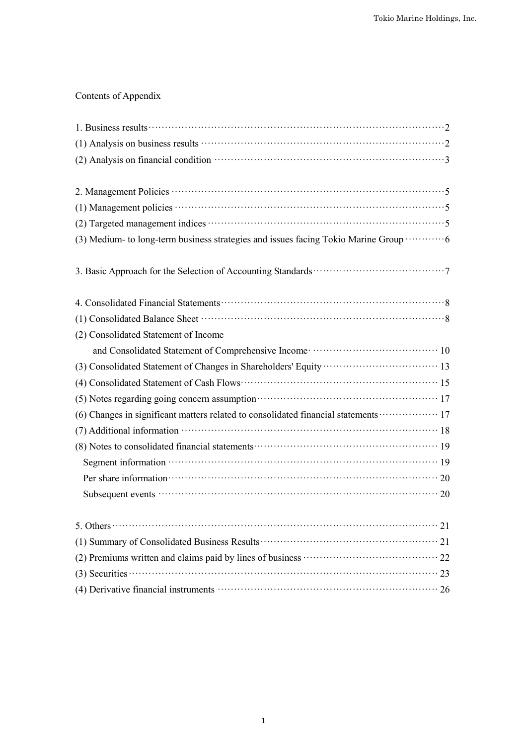Contents of Appendix

| | |
|---|---|
| 1. Business results | 2 |
| (1) Analysis on business results | 2 |
| (2) Analysis on financial condition | 3 |
| | |
| 2. Management Policies | 5 |
| (1) Management policies | 5 |
| (2) Targeted management indices | 5 |
| (3) Medium- to long-term business strategies and issues facing Tokio Marine Group | 6 |
| | |
| 3. Basic Approach for the Selection of Accounting Standards | 7 |
| | |
| 4. Consolidated Financial Statements | 8 |
| (1) Consolidated Balance Sheet | 8 |
| (2) Consolidated Statement of Income and Consolidated Statement of Comprehensive Income | 10 |
| (3) Consolidated Statement of Changes in Shareholders' Equity | 13 |
| (4) Consolidated Statement of Cash Flows | 15 |
| (5) Notes regarding going concern assumption | 17 |
| (6) Changes in significant matters related to consolidated financial statements | 17 |
| (7) Additional information | 18 |
| (8) Notes to consolidated financial statements | 19 |
| Segment information | 19 |
| Per share information | 20 |
| Subsequent events | 20 |
| | |
| 5. Others | 21 |
| (1) Summary of Consolidated Business Results | 21 |
| (2) Premiums written and claims paid by lines of business | 22 |
| (3) Securities | 23 |
| (4) Derivative financial instruments | 26 |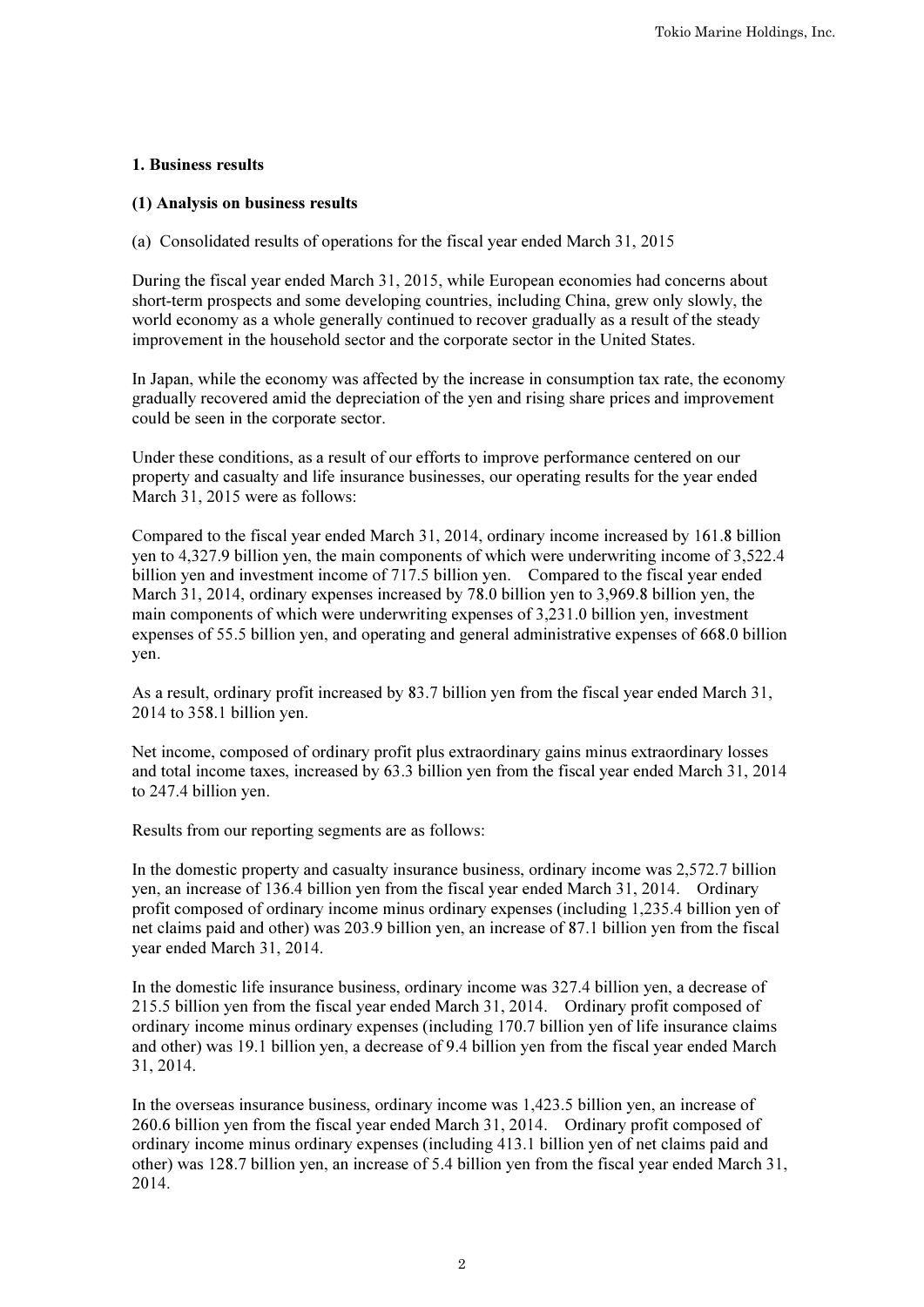## 1. Business results

### (1) Analysis on business results

(a) Consolidated results of operations for the fiscal year ended March 31, 2015

During the fiscal year ended March 31, 2015, while European economies had concerns about short-term prospects and some developing countries, including China, grew only slowly, the world economy as a whole generally continued to recover gradually as a result of the steady improvement in the household sector and the corporate sector in the United States.

In Japan, while the economy was affected by the increase in consumption tax rate, the economy gradually recovered amid the depreciation of the yen and rising share prices and improvement could be seen in the corporate sector.

Under these conditions, as a result of our efforts to improve performance centered on our property and casualty and life insurance businesses, our operating results for the year ended March 31, 2015 were as follows:

Compared to the fiscal year ended March 31, 2014, ordinary income increased by 161.8 billion yen to 4,327.9 billion yen, the main components of which were underwriting income of 3,522.4 billion yen and investment income of 717.5 billion yen. Compared to the fiscal year ended March 31, 2014, ordinary expenses increased by 78.0 billion yen to 3,969.8 billion yen, the main components of which were underwriting expenses of 3,231.0 billion yen, investment expenses of 55.5 billion yen, and operating and general administrative expenses of 668.0 billion yen.

As a result, ordinary profit increased by 83.7 billion yen from the fiscal year ended March 31, 2014 to 358.1 billion yen.

Net income, composed of ordinary profit plus extraordinary gains minus extraordinary losses and total income taxes, increased by 63.3 billion yen from the fiscal year ended March 31, 2014 to 247.4 billion yen.

Results from our reporting segments are as follows:

In the domestic property and casualty insurance business, ordinary income was 2,572.7 billion yen, an increase of 136.4 billion yen from the fiscal year ended March 31, 2014. Ordinary profit composed of ordinary income minus ordinary expenses (including 1,235.4 billion yen of net claims paid and other) was 203.9 billion yen, an increase of 87.1 billion yen from the fiscal year ended March 31, 2014.

In the domestic life insurance business, ordinary income was 327.4 billion yen, a decrease of 215.5 billion yen from the fiscal year ended March 31, 2014. Ordinary profit composed of ordinary income minus ordinary expenses (including 170.7 billion yen of life insurance claims and other) was 19.1 billion yen, a decrease of 9.4 billion yen from the fiscal year ended March 31, 2014.

In the overseas insurance business, ordinary income was 1,423.5 billion yen, an increase of 260.6 billion yen from the fiscal year ended March 31, 2014. Ordinary profit composed of ordinary income minus ordinary expenses (including 413.1 billion yen of net claims paid and other) was 128.7 billion yen, an increase of 5.4 billion yen from the fiscal year ended March 31, 2014.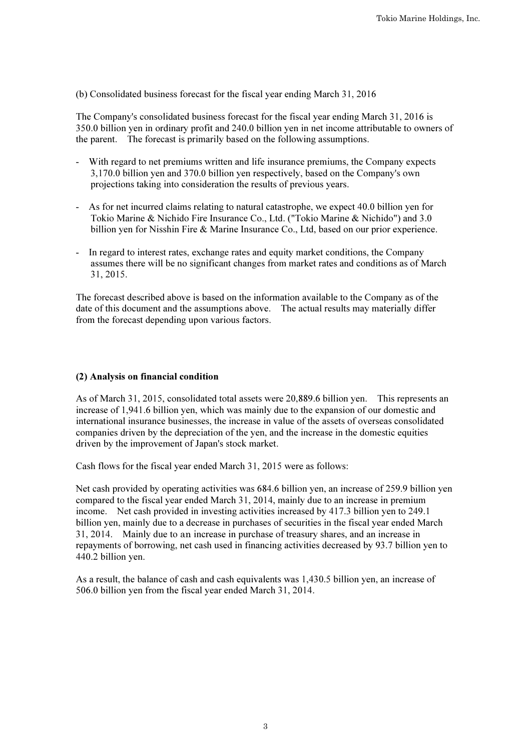(b) Consolidated business forecast for the fiscal year ending March 31, 2016

The Company's consolidated business forecast for the fiscal year ending March 31, 2016 is 350.0 billion yen in ordinary profit and 240.0 billion yen in net income attributable to owners of the parent. The forecast is primarily based on the following assumptions.

- With regard to net premiums written and life insurance premiums, the Company expects 3,170.0 billion yen and 370.0 billion yen respectively, based on the Company's own projections taking into consideration the results of previous years.

- As for net incurred claims relating to natural catastrophe, we expect 40.0 billion yen for Tokio Marine & Nichido Fire Insurance Co., Ltd. ("Tokio Marine & Nichido") and 3.0 billion yen for Nisshin Fire & Marine Insurance Co., Ltd, based on our prior experience.

- In regard to interest rates, exchange rates and equity market conditions, the Company assumes there will be no significant changes from market rates and conditions as of March 31, 2015.

The forecast described above is based on the information available to the Company as of the date of this document and the assumptions above. The actual results may materially differ from the forecast depending upon various factors.

**(2) Analysis on financial condition**

As of March 31, 2015, consolidated total assets were 20,889.6 billion yen. This represents an increase of 1,941.6 billion yen, which was mainly due to the expansion of our domestic and international insurance businesses, the increase in value of the assets of overseas consolidated companies driven by the depreciation of the yen, and the increase in the domestic equities driven by the improvement of Japan's stock market.

Cash flows for the fiscal year ended March 31, 2015 were as follows:

Net cash provided by operating activities was 684.6 billion yen, an increase of 259.9 billion yen compared to the fiscal year ended March 31, 2014, mainly due to an increase in premium income. Net cash provided in investing activities increased by 417.3 billion yen to 249.1 billion yen, mainly due to a decrease in purchases of securities in the fiscal year ended March 31, 2014. Mainly due to an increase in purchase of treasury shares, and an increase in repayments of borrowing, net cash used in financing activities decreased by 93.7 billion yen to 440.2 billion yen.

As a result, the balance of cash and cash equivalents was 1,430.5 billion yen, an increase of 506.0 billion yen from the fiscal year ended March 31, 2014.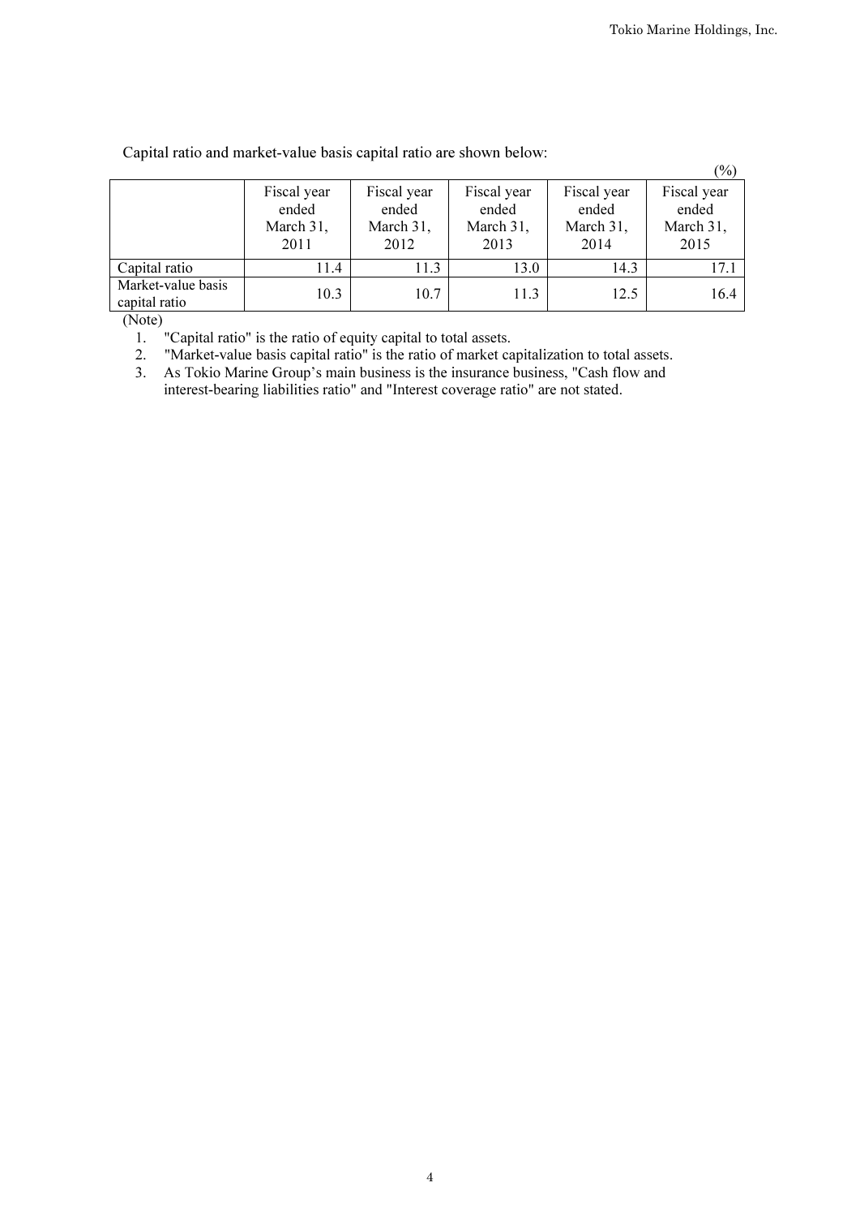Capital ratio and market-value basis capital ratio are shown below:

(%)

| | Fiscal year ended March 31, 2011 | Fiscal year ended March 31, 2012 | Fiscal year ended March 31, 2013 | Fiscal year ended March 31, 2014 | Fiscal year ended March 31, 2015 |
|---|---|---|---|---|---|
| Capital ratio | 11.4 | 11.3 | 13.0 | 14.3 | 17.1 |
| Market-value basis capital ratio | 10.3 | 10.7 | 11.3 | 12.5 | 16.4 |

(Note)

1. "Capital ratio" is the ratio of equity capital to total assets.
2. "Market-value basis capital ratio" is the ratio of market capitalization to total assets.
3. As Tokio Marine Group's main business is the insurance business, "Cash flow and interest-bearing liabilities ratio" and "Interest coverage ratio" are not stated.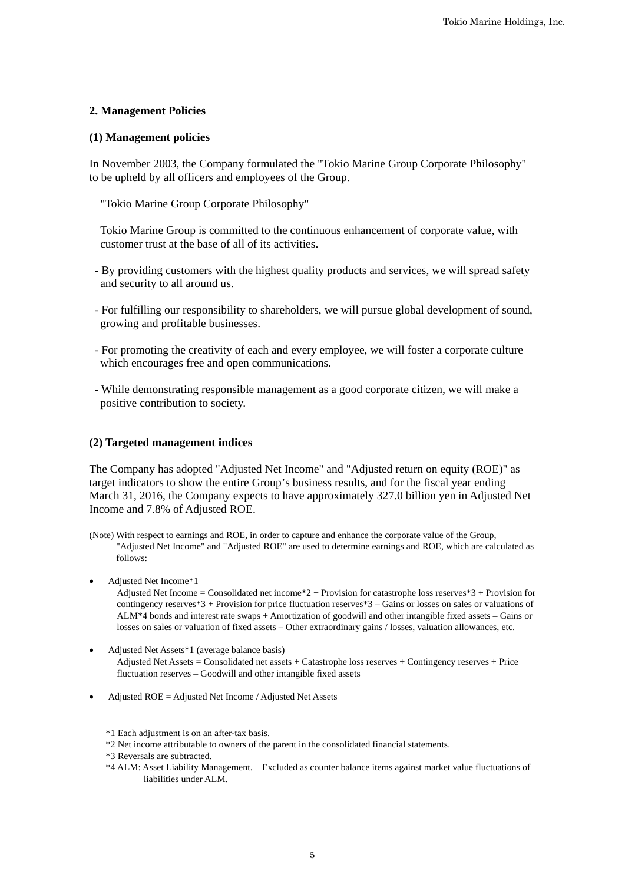## 2. Management Policies

### (1) Management policies

In November 2003, the Company formulated the "Tokio Marine Group Corporate Philosophy" to be upheld by all officers and employees of the Group.

"Tokio Marine Group Corporate Philosophy"

Tokio Marine Group is committed to the continuous enhancement of corporate value, with customer trust at the base of all of its activities.

- By providing customers with the highest quality products and services, we will spread safety and security to all around us.
- For fulfilling our responsibility to shareholders, we will pursue global development of sound, growing and profitable businesses.
- For promoting the creativity of each and every employee, we will foster a corporate culture which encourages free and open communications.
- While demonstrating responsible management as a good corporate citizen, we will make a positive contribution to society.

### (2) Targeted management indices

The Company has adopted "Adjusted Net Income" and "Adjusted return on equity (ROE)" as target indicators to show the entire Group's business results, and for the fiscal year ending March 31, 2016, the Company expects to have approximately 327.0 billion yen in Adjusted Net Income and 7.8% of Adjusted ROE.

(Note) With respect to earnings and ROE, in order to capture and enhance the corporate value of the Group, "Adjusted Net Income" and "Adjusted ROE" are used to determine earnings and ROE, which are calculated as follows:

- Adjusted Net Income*1
  Adjusted Net Income = Consolidated net income*2 + Provision for catastrophe loss reserves*3 + Provision for contingency reserves*3 + Provision for price fluctuation reserves*3 – Gains or losses on sales or valuations of ALM*4 bonds and interest rate swaps + Amortization of goodwill and other intangible fixed assets – Gains or losses on sales or valuation of fixed assets – Other extraordinary gains / losses, valuation allowances, etc.

- Adjusted Net Assets*1 (average balance basis)
  Adjusted Net Assets = Consolidated net assets + Catastrophe loss reserves + Contingency reserves + Price fluctuation reserves – Goodwill and other intangible fixed assets

- Adjusted ROE = Adjusted Net Income / Adjusted Net Assets

*1 Each adjustment is on an after-tax basis.
*2 Net income attributable to owners of the parent in the consolidated financial statements.
*3 Reversals are subtracted.
*4 ALM: Asset Liability Management. Excluded as counter balance items against market value fluctuations of liabilities under ALM.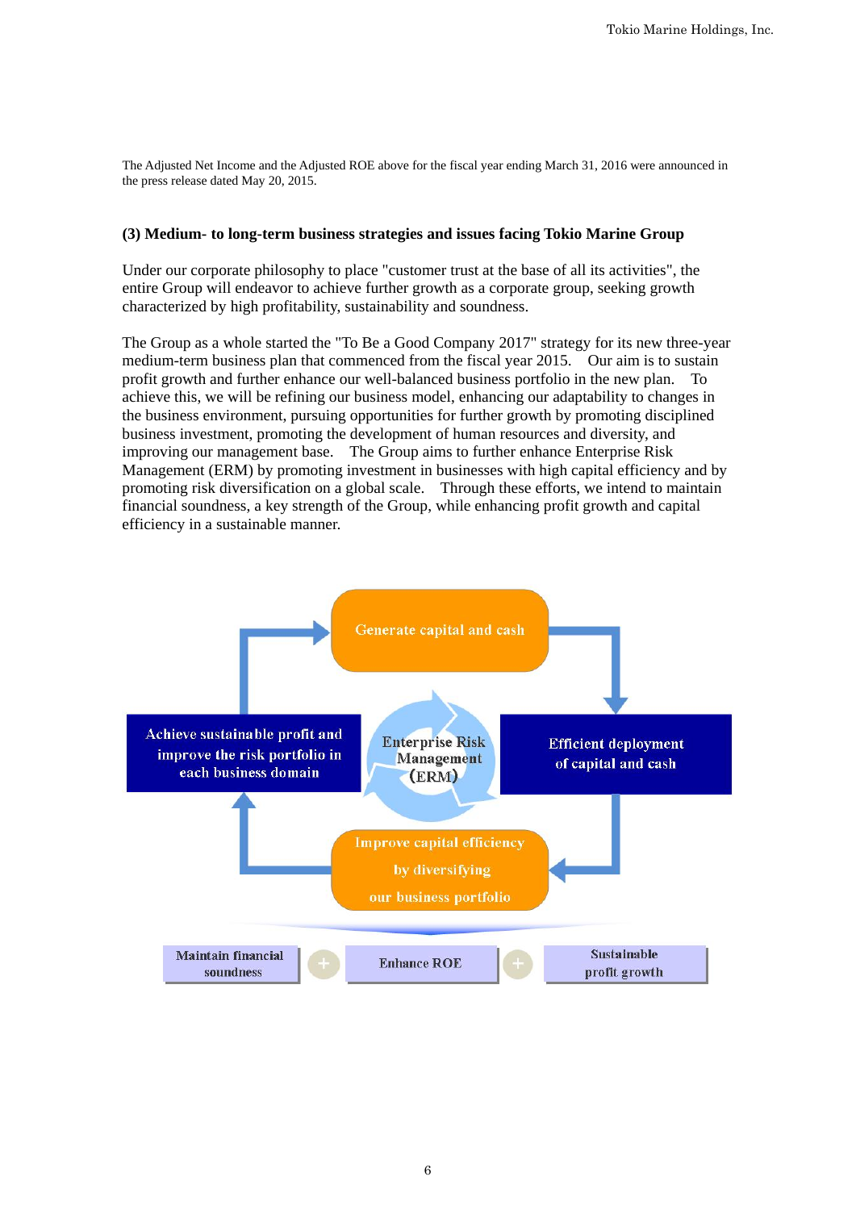The Adjusted Net Income and the Adjusted ROE above for the fiscal year ending March 31, 2016 were announced in the press release dated May 20, 2015.

**(3) Medium- to long-term business strategies and issues facing Tokio Marine Group**

Under our corporate philosophy to place "customer trust at the base of all its activities", the entire Group will endeavor to achieve further growth as a corporate group, seeking growth characterized by high profitability, sustainability and soundness.

The Group as a whole started the "To Be a Good Company 2017" strategy for its new three-year medium-term business plan that commenced from the fiscal year 2015. Our aim is to sustain profit growth and further enhance our well-balanced business portfolio in the new plan. To achieve this, we will be refining our business model, enhancing our adaptability to changes in the business environment, pursuing opportunities for further growth by promoting disciplined business investment, promoting the development of human resources and diversity, and improving our management base. The Group aims to further enhance Enterprise Risk Management (ERM) by promoting investment in businesses with high capital efficiency and by promoting risk diversification on a global scale. Through these efforts, we intend to maintain financial soundness, a key strength of the Group, while enhancing profit growth and capital efficiency in a sustainable manner.

Generate capital and cash

Efficient deployment of capital and cash

Improve capital efficiency by diversifying our business portfolio

Achieve sustainable profit and improve the risk portfolio in each business domain

Enterprise Risk Management (ERM)

Maintain financial soundness + Enhance ROE + Sustainable profit growth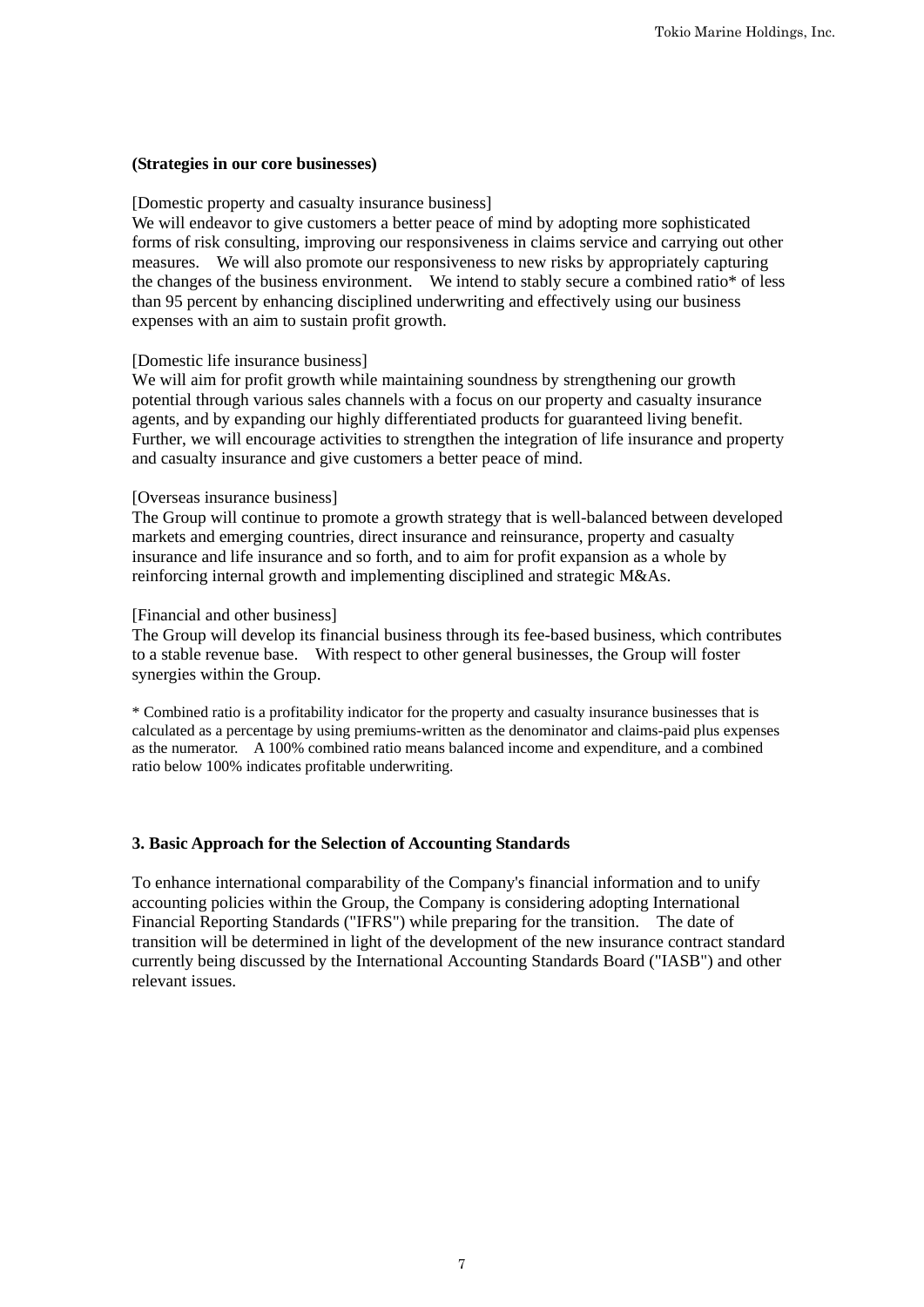**(Strategies in our core businesses)**

[Domestic property and casualty insurance business]
We will endeavor to give customers a better peace of mind by adopting more sophisticated forms of risk consulting, improving our responsiveness in claims service and carrying out other measures. We will also promote our responsiveness to new risks by appropriately capturing the changes of the business environment. We intend to stably secure a combined ratio* of less than 95 percent by enhancing disciplined underwriting and effectively using our business expenses with an aim to sustain profit growth.

[Domestic life insurance business]
We will aim for profit growth while maintaining soundness by strengthening our growth potential through various sales channels with a focus on our property and casualty insurance agents, and by expanding our highly differentiated products for guaranteed living benefit. Further, we will encourage activities to strengthen the integration of life insurance and property and casualty insurance and give customers a better peace of mind.

[Overseas insurance business]
The Group will continue to promote a growth strategy that is well-balanced between developed markets and emerging countries, direct insurance and reinsurance, property and casualty insurance and life insurance and so forth, and to aim for profit expansion as a whole by reinforcing internal growth and implementing disciplined and strategic M&As.

[Financial and other business]
The Group will develop its financial business through its fee-based business, which contributes to a stable revenue base. With respect to other general businesses, the Group will foster synergies within the Group.

* Combined ratio is a profitability indicator for the property and casualty insurance businesses that is calculated as a percentage by using premiums-written as the denominator and claims-paid plus expenses as the numerator. A 100% combined ratio means balanced income and expenditure, and a combined ratio below 100% indicates profitable underwriting.

### 3. Basic Approach for the Selection of Accounting Standards

To enhance international comparability of the Company's financial information and to unify accounting policies within the Group, the Company is considering adopting International Financial Reporting Standards ("IFRS") while preparing for the transition. The date of transition will be determined in light of the development of the new insurance contract standard currently being discussed by the International Accounting Standards Board ("IASB") and other relevant issues.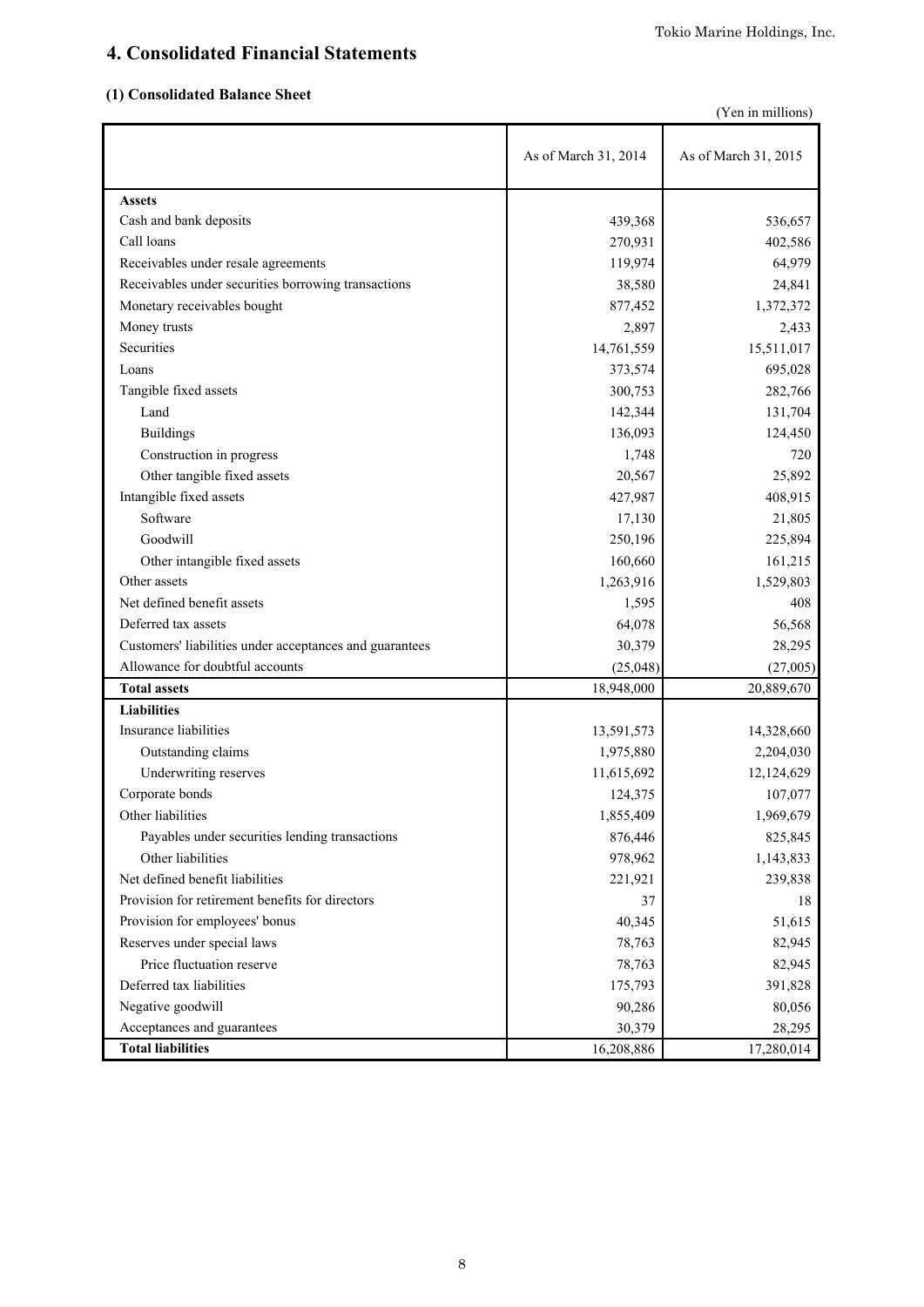## 4. Consolidated Financial Statements

### (1) Consolidated Balance Sheet

(Yen in millions)

| | As of March 31, 2014 | As of March 31, 2015 |
|---|---|---|
| **Assets** | | |
| Cash and bank deposits | 439,368 | 536,657 |
| Call loans | 270,931 | 402,586 |
| Receivables under resale agreements | 119,974 | 64,979 |
| Receivables under securities borrowing transactions | 38,580 | 24,841 |
| Monetary receivables bought | 877,452 | 1,372,372 |
| Money trusts | 2,897 | 2,433 |
| Securities | 14,761,559 | 15,511,017 |
| Loans | 373,574 | 695,028 |
| Tangible fixed assets | 300,753 | 282,766 |
| Land | 142,344 | 131,704 |
| Buildings | 136,093 | 124,450 |
| Construction in progress | 1,748 | 720 |
| Other tangible fixed assets | 20,567 | 25,892 |
| Intangible fixed assets | 427,987 | 408,915 |
| Software | 17,130 | 21,805 |
| Goodwill | 250,196 | 225,894 |
| Other intangible fixed assets | 160,660 | 161,215 |
| Other assets | 1,263,916 | 1,529,803 |
| Net defined benefit assets | 1,595 | 408 |
| Deferred tax assets | 64,078 | 56,568 |
| Customers' liabilities under acceptances and guarantees | 30,379 | 28,295 |
| Allowance for doubtful accounts | (25,048) | (27,005) |
| **Total assets** | 18,948,000 | 20,889,670 |
| **Liabilities** | | |
| Insurance liabilities | 13,591,573 | 14,328,660 |
| Outstanding claims | 1,975,880 | 2,204,030 |
| Underwriting reserves | 11,615,692 | 12,124,629 |
| Corporate bonds | 124,375 | 107,077 |
| Other liabilities | 1,855,409 | 1,969,679 |
| Payables under securities lending transactions | 876,446 | 825,845 |
| Other liabilities | 978,962 | 1,143,833 |
| Net defined benefit liabilities | 221,921 | 239,838 |
| Provision for retirement benefits for directors | 37 | 18 |
| Provision for employees' bonus | 40,345 | 51,615 |
| Reserves under special laws | 78,763 | 82,945 |
| Price fluctuation reserve | 78,763 | 82,945 |
| Deferred tax liabilities | 175,793 | 391,828 |
| Negative goodwill | 90,286 | 80,056 |
| Acceptances and guarantees | 30,379 | 28,295 |
| **Total liabilities** | 16,208,886 | 17,280,014 |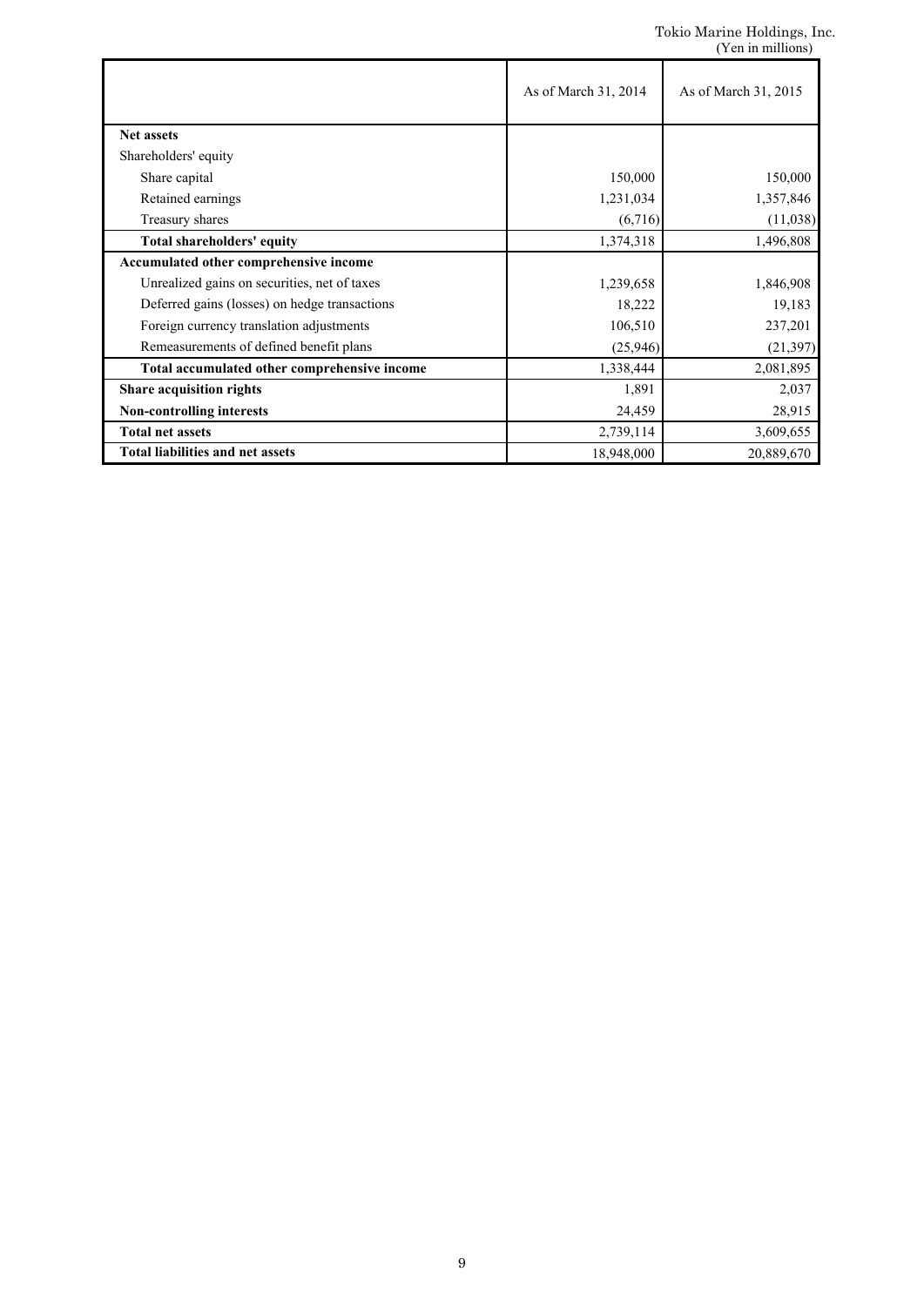Tokio Marine Holdings, Inc.
(Yen in millions)

| | As of March 31, 2014 | As of March 31, 2015 |
|---|---|---|
| **Net assets** | | |
| Shareholders' equity | | |
| Share capital | 150,000 | 150,000 |
| Retained earnings | 1,231,034 | 1,357,846 |
| Treasury shares | (6,716) | (11,038) |
| **Total shareholders' equity** | 1,374,318 | 1,496,808 |
| **Accumulated other comprehensive income** | | |
| Unrealized gains on securities, net of taxes | 1,239,658 | 1,846,908 |
| Deferred gains (losses) on hedge transactions | 18,222 | 19,183 |
| Foreign currency translation adjustments | 106,510 | 237,201 |
| Remeasurements of defined benefit plans | (25,946) | (21,397) |
| **Total accumulated other comprehensive income** | 1,338,444 | 2,081,895 |
| **Share acquisition rights** | 1,891 | 2,037 |
| **Non-controlling interests** | 24,459 | 28,915 |
| **Total net assets** | 2,739,114 | 3,609,655 |
| **Total liabilities and net assets** | 18,948,000 | 20,889,670 |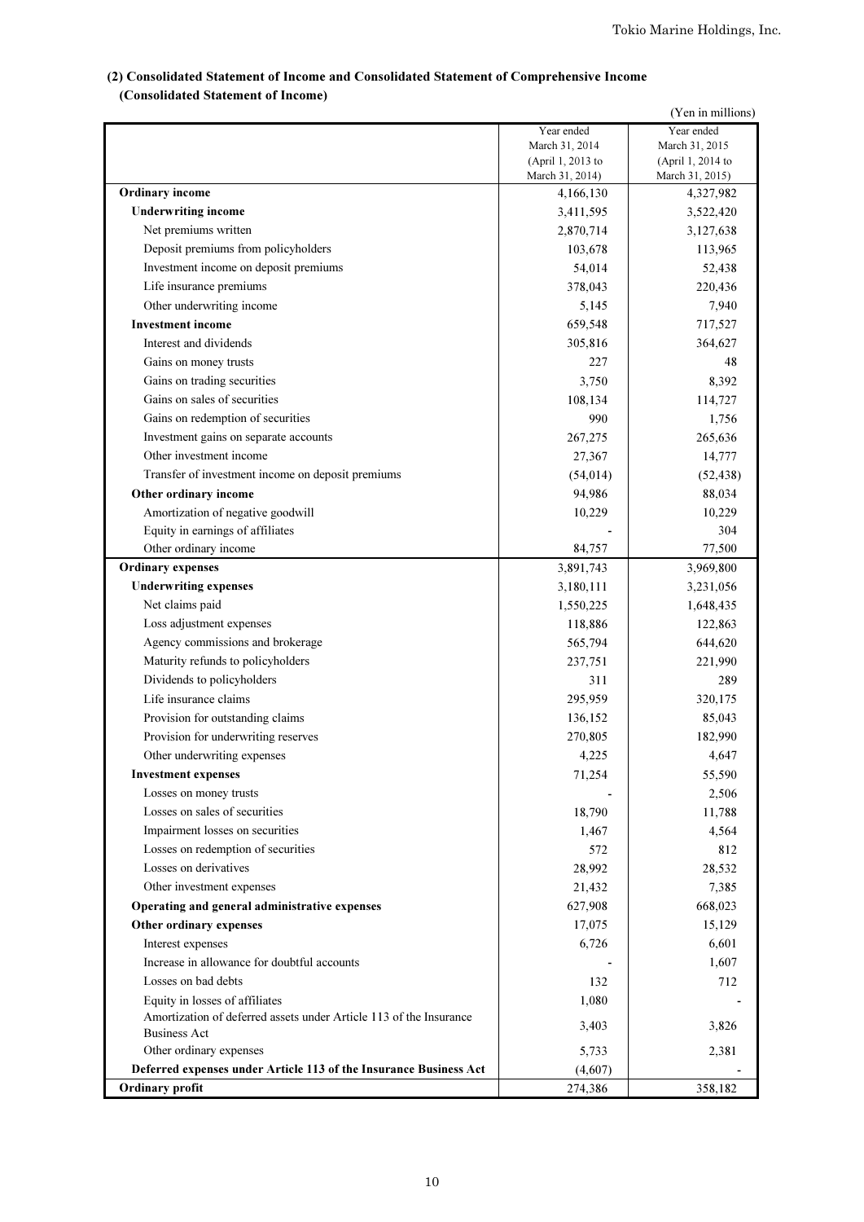### (2) Consolidated Statement of Income and Consolidated Statement of Comprehensive Income

### (Consolidated Statement of Income)

(Yen in millions)

| | Year ended March 31, 2014 (April 1, 2013 to March 31, 2014) | Year ended March 31, 2015 (April 1, 2014 to March 31, 2015) |
|---|---|---|
| **Ordinary income** | 4,166,130 | 4,327,982 |
| **Underwriting income** | 3,411,595 | 3,522,420 |
| Net premiums written | 2,870,714 | 3,127,638 |
| Deposit premiums from policyholders | 103,678 | 113,965 |
| Investment income on deposit premiums | 54,014 | 52,438 |
| Life insurance premiums | 378,043 | 220,436 |
| Other underwriting income | 5,145 | 7,940 |
| **Investment income** | 659,548 | 717,527 |
| Interest and dividends | 305,816 | 364,627 |
| Gains on money trusts | 227 | 48 |
| Gains on trading securities | 3,750 | 8,392 |
| Gains on sales of securities | 108,134 | 114,727 |
| Gains on redemption of securities | 990 | 1,756 |
| Investment gains on separate accounts | 267,275 | 265,636 |
| Other investment income | 27,367 | 14,777 |
| Transfer of investment income on deposit premiums | (54,014) | (52,438) |
| **Other ordinary income** | 94,986 | 88,034 |
| Amortization of negative goodwill | 10,229 | 10,229 |
| Equity in earnings of affiliates | - | 304 |
| Other ordinary income | 84,757 | 77,500 |
| **Ordinary expenses** | 3,891,743 | 3,969,800 |
| **Underwriting expenses** | 3,180,111 | 3,231,056 |
| Net claims paid | 1,550,225 | 1,648,435 |
| Loss adjustment expenses | 118,886 | 122,863 |
| Agency commissions and brokerage | 565,794 | 644,620 |
| Maturity refunds to policyholders | 237,751 | 221,990 |
| Dividends to policyholders | 311 | 289 |
| Life insurance claims | 295,959 | 320,175 |
| Provision for outstanding claims | 136,152 | 85,043 |
| Provision for underwriting reserves | 270,805 | 182,990 |
| Other underwriting expenses | 4,225 | 4,647 |
| **Investment expenses** | 71,254 | 55,590 |
| Losses on money trusts | - | 2,506 |
| Losses on sales of securities | 18,790 | 11,788 |
| Impairment losses on securities | 1,467 | 4,564 |
| Losses on redemption of securities | 572 | 812 |
| Losses on derivatives | 28,992 | 28,532 |
| Other investment expenses | 21,432 | 7,385 |
| **Operating and general administrative expenses** | 627,908 | 668,023 |
| **Other ordinary expenses** | 17,075 | 15,129 |
| Interest expenses | 6,726 | 6,601 |
| Increase in allowance for doubtful accounts | - | 1,607 |
| Losses on bad debts | 132 | 712 |
| Equity in losses of affiliates | 1,080 | - |
| Amortization of deferred assets under Article 113 of the Insurance Business Act | 3,403 | 3,826 |
| Other ordinary expenses | 5,733 | 2,381 |
| **Deferred expenses under Article 113 of the Insurance Business Act** | (4,607) | - |
| **Ordinary profit** | 274,386 | 358,182 |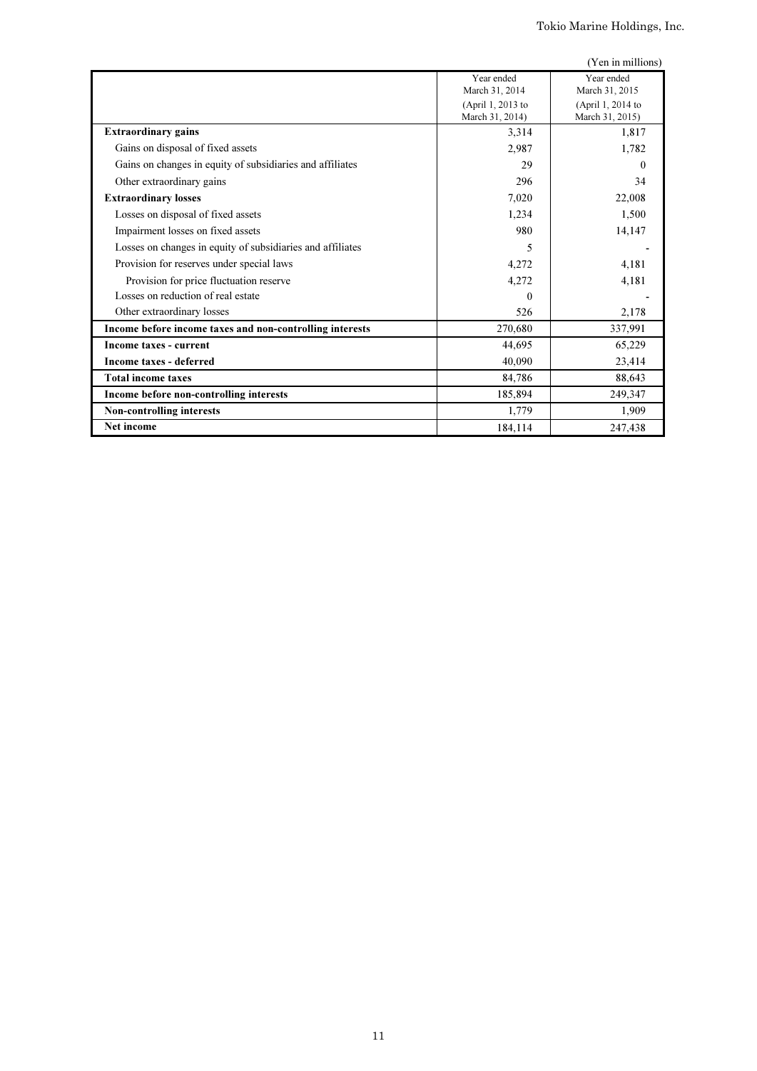(Yen in millions)

| | Year ended March 31, 2014 (April 1, 2013 to March 31, 2014) | Year ended March 31, 2015 (April 1, 2014 to March 31, 2015) |
|---|---|---|
| **Extraordinary gains** | 3,314 | 1,817 |
| Gains on disposal of fixed assets | 2,987 | 1,782 |
| Gains on changes in equity of subsidiaries and affiliates | 29 | 0 |
| Other extraordinary gains | 296 | 34 |
| **Extraordinary losses** | 7,020 | 22,008 |
| Losses on disposal of fixed assets | 1,234 | 1,500 |
| Impairment losses on fixed assets | 980 | 14,147 |
| Losses on changes in equity of subsidiaries and affiliates | 5 | - |
| Provision for reserves under special laws | 4,272 | 4,181 |
| Provision for price fluctuation reserve | 4,272 | 4,181 |
| Losses on reduction of real estate | 0 | - |
| Other extraordinary losses | 526 | 2,178 |
| **Income before income taxes and non-controlling interests** | 270,680 | 337,991 |
| **Income taxes - current** | 44,695 | 65,229 |
| **Income taxes - deferred** | 40,090 | 23,414 |
| **Total income taxes** | 84,786 | 88,643 |
| **Income before non-controlling interests** | 185,894 | 249,347 |
| **Non-controlling interests** | 1,779 | 1,909 |
| **Net income** | 184,114 | 247,438 |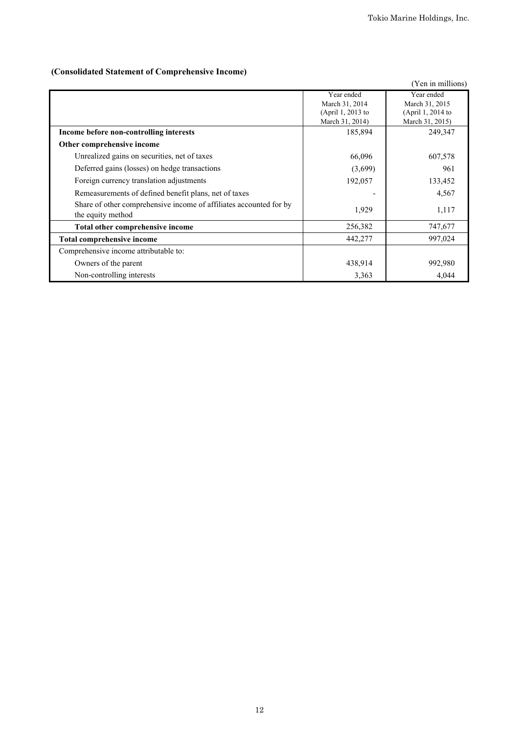**(Consolidated Statement of Comprehensive Income)**

(Yen in millions)

| | Year ended March 31, 2014 (April 1, 2013 to March 31, 2014) | Year ended March 31, 2015 (April 1, 2014 to March 31, 2015) |
|---|---|---|
| **Income before non-controlling interests** | 185,894 | 249,347 |
| **Other comprehensive income** | | |
| Unrealized gains on securities, net of taxes | 66,096 | 607,578 |
| Deferred gains (losses) on hedge transactions | (3,699) | 961 |
| Foreign currency translation adjustments | 192,057 | 133,452 |
| Remeasurements of defined benefit plans, net of taxes | - | 4,567 |
| Share of other comprehensive income of affiliates accounted for by the equity method | 1,929 | 1,117 |
| **Total other comprehensive income** | 256,382 | 747,677 |
| **Total comprehensive income** | 442,277 | 997,024 |
| Comprehensive income attributable to: | | |
| Owners of the parent | 438,914 | 992,980 |
| Non-controlling interests | 3,363 | 4,044 |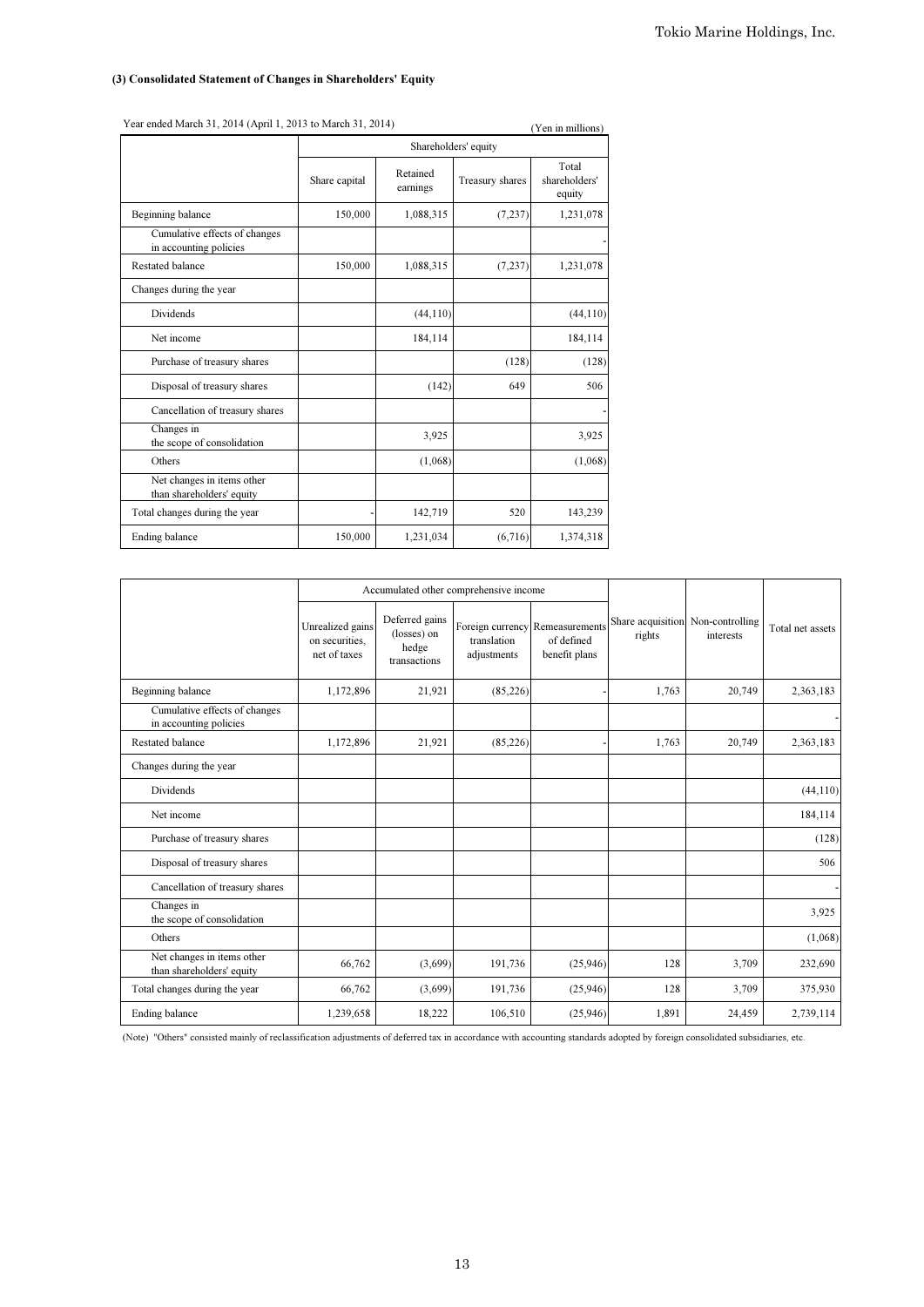### (3) Consolidated Statement of Changes in Shareholders' Equity

Year ended March 31, 2014 (April 1, 2013 to March 31, 2014)

(Yen in millions)

| | Shareholders' equity | | | |
|---|---|---|---|---|
| | Share capital | Retained earnings | Treasury shares | Total shareholders' equity |
| Beginning balance | 150,000 | 1,088,315 | (7,237) | 1,231,078 |
| Cumulative effects of changes in accounting policies | | | | - |
| Restated balance | 150,000 | 1,088,315 | (7,237) | 1,231,078 |
| Changes during the year | | | | |
| Dividends | | (44,110) | | (44,110) |
| Net income | | 184,114 | | 184,114 |
| Purchase of treasury shares | | | (128) | (128) |
| Disposal of treasury shares | | (142) | 649 | 506 |
| Cancellation of treasury shares | | | | - |
| Changes in the scope of consolidation | | 3,925 | | 3,925 |
| Others | | (1,068) | | (1,068) |
| Net changes in items other than shareholders' equity | | | | |
| Total changes during the year | - | 142,719 | 520 | 143,239 |
| Ending balance | 150,000 | 1,231,034 | (6,716) | 1,374,318 |

| | Accumulated other comprehensive income | | | | Share acquisition rights | Non-controlling interests | Total net assets |
|---|---|---|---|---|---|---|---|
| | Unrealized gains on securities, net of taxes | Deferred gains (losses) on hedge transactions | Foreign currency translation adjustments | Remeasurements of defined benefit plans | | | |
| Beginning balance | 1,172,896 | 21,921 | (85,226) | - | 1,763 | 20,749 | 2,363,183 |
| Cumulative effects of changes in accounting policies | | | | | | | - |
| Restated balance | 1,172,896 | 21,921 | (85,226) | - | 1,763 | 20,749 | 2,363,183 |
| Changes during the year | | | | | | | |
| Dividends | | | | | | | (44,110) |
| Net income | | | | | | | 184,114 |
| Purchase of treasury shares | | | | | | | (128) |
| Disposal of treasury shares | | | | | | | 506 |
| Cancellation of treasury shares | | | | | | | - |
| Changes in the scope of consolidation | | | | | | | 3,925 |
| Others | | | | | | | (1,068) |
| Net changes in items other than shareholders' equity | 66,762 | (3,699) | 191,736 | (25,946) | 128 | 3,709 | 232,690 |
| Total changes during the year | 66,762 | (3,699) | 191,736 | (25,946) | 128 | 3,709 | 375,930 |
| Ending balance | 1,239,658 | 18,222 | 106,510 | (25,946) | 1,891 | 24,459 | 2,739,114 |

(Note) "Others" consisted mainly of reclassification adjustments of deferred tax in accordance with accounting standards adopted by foreign consolidated subsidiaries, etc.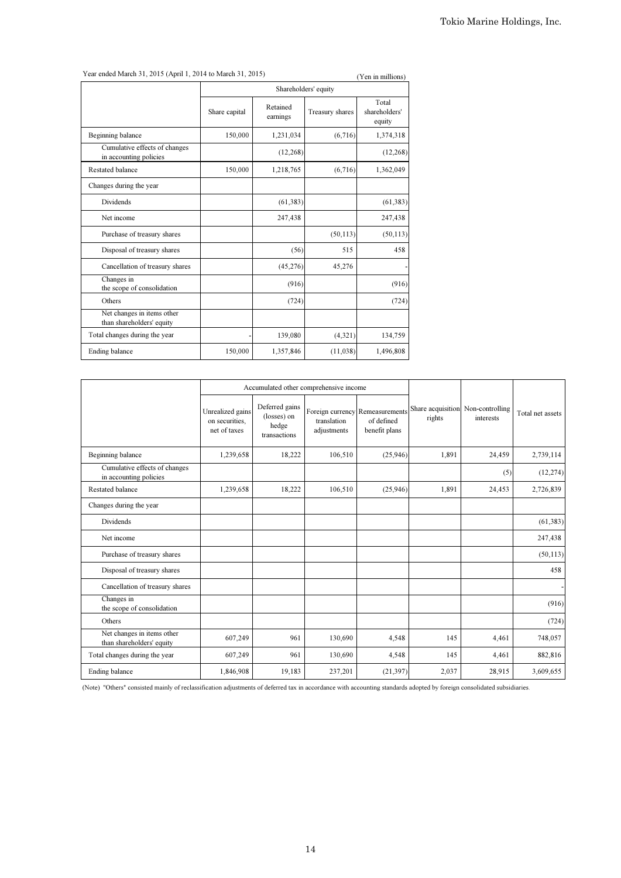Year ended March 31, 2015 (April 1, 2014 to March 31, 2015)

(Yen in millions)

| | Shareholders' equity | | | |
|---|---|---|---|---|
| | Share capital | Retained earnings | Treasury shares | Total shareholders' equity |
| Beginning balance | 150,000 | 1,231,034 | (6,716) | 1,374,318 |
| Cumulative effects of changes in accounting policies | | (12,268) | | (12,268) |
| Restated balance | 150,000 | 1,218,765 | (6,716) | 1,362,049 |
| Changes during the year | | | | |
| Dividends | | (61,383) | | (61,383) |
| Net income | | 247,438 | | 247,438 |
| Purchase of treasury shares | | | (50,113) | (50,113) |
| Disposal of treasury shares | | (56) | 515 | 458 |
| Cancellation of treasury shares | | (45,276) | 45,276 | - |
| Changes in the scope of consolidation | | (916) | | (916) |
| Others | | (724) | | (724) |
| Net changes in items other than shareholders' equity | | | | |
| Total changes during the year | - | 139,080 | (4,321) | 134,759 |
| Ending balance | 150,000 | 1,357,846 | (11,038) | 1,496,808 |

| | Accumulated other comprehensive income | | | | Share acquisition rights | Non-controlling interests | Total net assets |
|---|---|---|---|---|---|---|---|
| | Unrealized gains on securities, net of taxes | Deferred gains (losses) on hedge transactions | Foreign currency translation adjustments | Remeasurements of defined benefit plans | | | |
| Beginning balance | 1,239,658 | 18,222 | 106,510 | (25,946) | 1,891 | 24,459 | 2,739,114 |
| Cumulative effects of changes in accounting policies | | | | | | (5) | (12,274) |
| Restated balance | 1,239,658 | 18,222 | 106,510 | (25,946) | 1,891 | 24,453 | 2,726,839 |
| Changes during the year | | | | | | | |
| Dividends | | | | | | | (61,383) |
| Net income | | | | | | | 247,438 |
| Purchase of treasury shares | | | | | | | (50,113) |
| Disposal of treasury shares | | | | | | | 458 |
| Cancellation of treasury shares | | | | | | | - |
| Changes in the scope of consolidation | | | | | | | (916) |
| Others | | | | | | | (724) |
| Net changes in items other than shareholders' equity | 607,249 | 961 | 130,690 | 4,548 | 145 | 4,461 | 748,057 |
| Total changes during the year | 607,249 | 961 | 130,690 | 4,548 | 145 | 4,461 | 882,816 |
| Ending balance | 1,846,908 | 19,183 | 237,201 | (21,397) | 2,037 | 28,915 | 3,609,655 |

(Note) "Others" consisted mainly of reclassification adjustments of deferred tax in accordance with accounting standards adopted by foreign consolidated subsidiaries.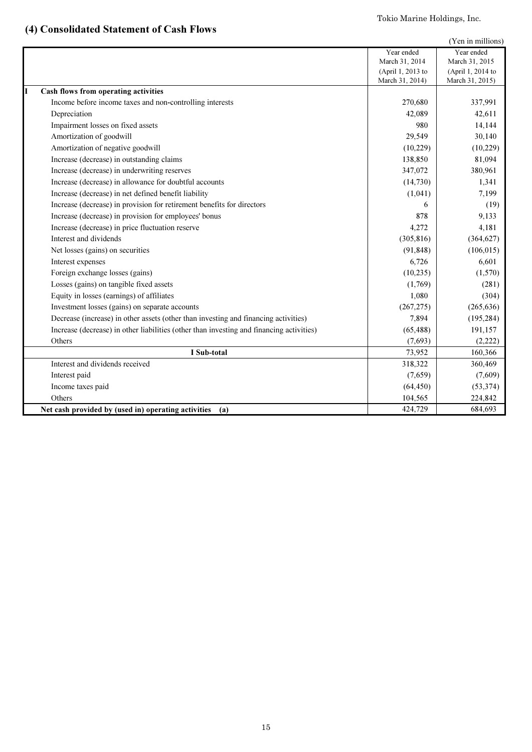## (4) Consolidated Statement of Cash Flows

(Yen in millions)

| | Year ended March 31, 2014 (April 1, 2013 to March 31, 2014) | Year ended March 31, 2015 (April 1, 2014 to March 31, 2015) |
|---|---|---|
| **I Cash flows from operating activities** | | |
| Income before income taxes and non-controlling interests | 270,680 | 337,991 |
| Depreciation | 42,089 | 42,611 |
| Impairment losses on fixed assets | 980 | 14,144 |
| Amortization of goodwill | 29,549 | 30,140 |
| Amortization of negative goodwill | (10,229) | (10,229) |
| Increase (decrease) in outstanding claims | 138,850 | 81,094 |
| Increase (decrease) in underwriting reserves | 347,072 | 380,961 |
| Increase (decrease) in allowance for doubtful accounts | (14,730) | 1,341 |
| Increase (decrease) in net defined benefit liability | (1,041) | 7,199 |
| Increase (decrease) in provision for retirement benefits for directors | 6 | (19) |
| Increase (decrease) in provision for employees' bonus | 878 | 9,133 |
| Increase (decrease) in price fluctuation reserve | 4,272 | 4,181 |
| Interest and dividends | (305,816) | (364,627) |
| Net losses (gains) on securities | (91,848) | (106,015) |
| Interest expenses | 6,726 | 6,601 |
| Foreign exchange losses (gains) | (10,235) | (1,570) |
| Losses (gains) on tangible fixed assets | (1,769) | (281) |
| Equity in losses (earnings) of affiliates | 1,080 | (304) |
| Investment losses (gains) on separate accounts | (267,275) | (265,636) |
| Decrease (increase) in other assets (other than investing and financing activities) | 7,894 | (195,284) |
| Increase (decrease) in other liabilities (other than investing and financing activities) | (65,488) | 191,157 |
| Others | (7,693) | (2,222) |
| **I Sub-total** | 73,952 | 160,366 |
| Interest and dividends received | 318,322 | 360,469 |
| Interest paid | (7,659) | (7,609) |
| Income taxes paid | (64,450) | (53,374) |
| Others | 104,565 | 224,842 |
| **Net cash provided by (used in) operating activities (a)** | 424,729 | 684,693 |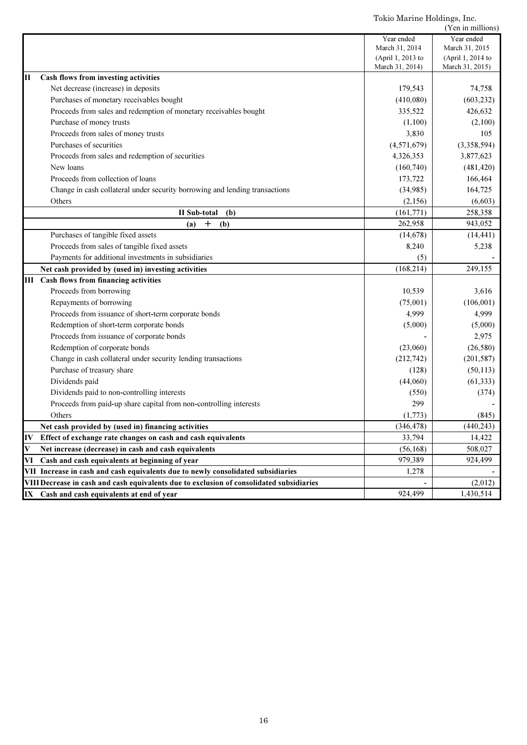Tokio Marine Holdings, Inc.

(Yen in millions)

| | Year ended March 31, 2014 (April 1, 2013 to March 31, 2014) | Year ended March 31, 2015 (April 1, 2014 to March 31, 2015) |
|---|---|---|
| **II Cash flows from investing activities** | | |
| Net decrease (increase) in deposits | 179,543 | 74,758 |
| Purchases of monetary receivables bought | (410,080) | (603,232) |
| Proceeds from sales and redemption of monetary receivables bought | 335,522 | 426,632 |
| Purchase of money trusts | (1,100) | (2,100) |
| Proceeds from sales of money trusts | 3,830 | 105 |
| Purchases of securities | (4,571,679) | (3,358,594) |
| Proceeds from sales and redemption of securities | 4,326,353 | 3,877,623 |
| New loans | (160,740) | (481,420) |
| Proceeds from collection of loans | 173,722 | 166,464 |
| Change in cash collateral under security borrowing and lending transactions | (34,985) | 164,725 |
| Others | (2,156) | (6,603) |
| **II Sub-total (b)** | (161,771) | 258,358 |
| **(a) + (b)** | 262,958 | 943,052 |
| Purchases of tangible fixed assets | (14,678) | (14,441) |
| Proceeds from sales of tangible fixed assets | 8,240 | 5,238 |
| Payments for additional investments in subsidiaries | (5) | - |
| **Net cash provided by (used in) investing activities** | (168,214) | 249,155 |
| **III Cash flows from financing activities** | | |
| Proceeds from borrowing | 10,539 | 3,616 |
| Repayments of borrowing | (75,001) | (106,001) |
| Proceeds from issuance of short-term corporate bonds | 4,999 | 4,999 |
| Redemption of short-term corporate bonds | (5,000) | (5,000) |
| Proceeds from issuance of corporate bonds | - | 2,975 |
| Redemption of corporate bonds | (23,060) | (26,580) |
| Change in cash collateral under security lending transactions | (212,742) | (201,587) |
| Purchase of treasury share | (128) | (50,113) |
| Dividends paid | (44,060) | (61,333) |
| Dividends paid to non-controlling interests | (550) | (374) |
| Proceeds from paid-up share capital from non-controlling interests | 299 | - |
| Others | (1,773) | (845) |
| **Net cash provided by (used in) financing activities** | (346,478) | (440,243) |
| **IV Effect of exchange rate changes on cash and cash equivalents** | 33,794 | 14,422 |
| **V Net increase (decrease) in cash and cash equivalents** | (56,168) | 508,027 |
| **VI Cash and cash equivalents at beginning of year** | 979,389 | 924,499 |
| **VII Increase in cash and cash equivalents due to newly consolidated subsidiaries** | 1,278 | - |
| **VIII Decrease in cash and cash equivalents due to exclusion of consolidated subsidiaries** | - | (2,012) |
| **IX Cash and cash equivalents at end of year** | 924,499 | 1,430,514 |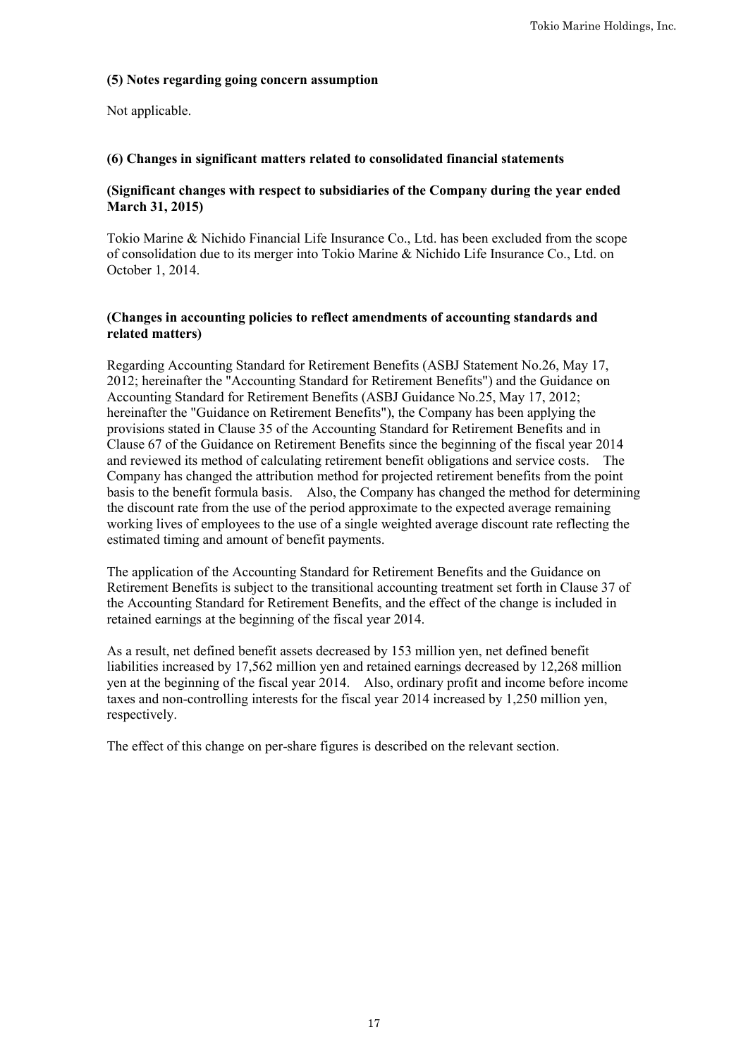### (5) Notes regarding going concern assumption

Not applicable.

### (6) Changes in significant matters related to consolidated financial statements

**(Significant changes with respect to subsidiaries of the Company during the year ended March 31, 2015)**

Tokio Marine & Nichido Financial Life Insurance Co., Ltd. has been excluded from the scope of consolidation due to its merger into Tokio Marine & Nichido Life Insurance Co., Ltd. on October 1, 2014.

**(Changes in accounting policies to reflect amendments of accounting standards and related matters)**

Regarding Accounting Standard for Retirement Benefits (ASBJ Statement No.26, May 17, 2012; hereinafter the "Accounting Standard for Retirement Benefits") and the Guidance on Accounting Standard for Retirement Benefits (ASBJ Guidance No.25, May 17, 2012; hereinafter the "Guidance on Retirement Benefits"), the Company has been applying the provisions stated in Clause 35 of the Accounting Standard for Retirement Benefits and in Clause 67 of the Guidance on Retirement Benefits since the beginning of the fiscal year 2014 and reviewed its method of calculating retirement benefit obligations and service costs. The Company has changed the attribution method for projected retirement benefits from the point basis to the benefit formula basis. Also, the Company has changed the method for determining the discount rate from the use of the period approximate to the expected average remaining working lives of employees to the use of a single weighted average discount rate reflecting the estimated timing and amount of benefit payments.

The application of the Accounting Standard for Retirement Benefits and the Guidance on Retirement Benefits is subject to the transitional accounting treatment set forth in Clause 37 of the Accounting Standard for Retirement Benefits, and the effect of the change is included in retained earnings at the beginning of the fiscal year 2014.

As a result, net defined benefit assets decreased by 153 million yen, net defined benefit liabilities increased by 17,562 million yen and retained earnings decreased by 12,268 million yen at the beginning of the fiscal year 2014. Also, ordinary profit and income before income taxes and non-controlling interests for the fiscal year 2014 increased by 1,250 million yen, respectively.

The effect of this change on per-share figures is described on the relevant section.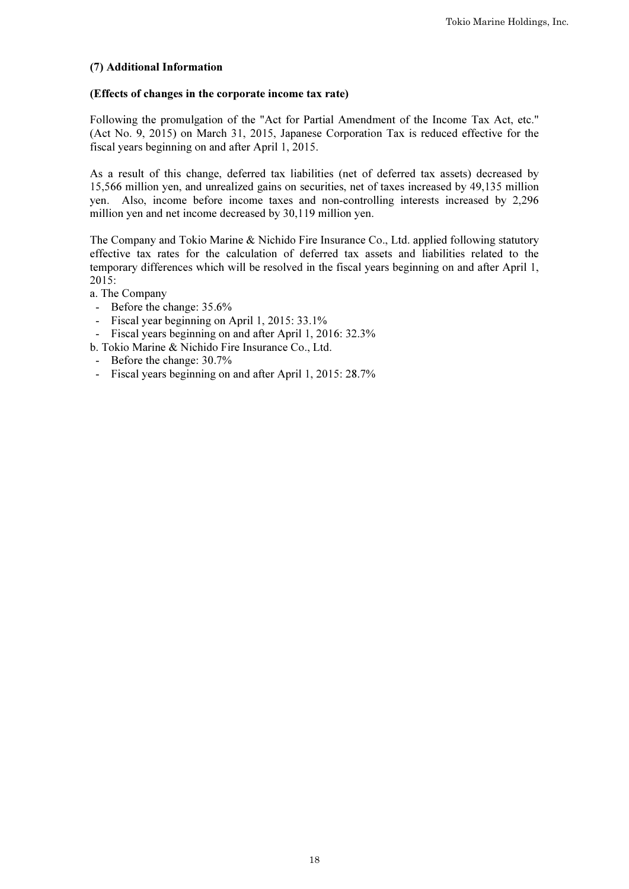### (7) Additional Information

#### (Effects of changes in the corporate income tax rate)

Following the promulgation of the "Act for Partial Amendment of the Income Tax Act, etc." (Act No. 9, 2015) on March 31, 2015, Japanese Corporation Tax is reduced effective for the fiscal years beginning on and after April 1, 2015.

As a result of this change, deferred tax liabilities (net of deferred tax assets) decreased by 15,566 million yen, and unrealized gains on securities, net of taxes increased by 49,135 million yen. Also, income before income taxes and non-controlling interests increased by 2,296 million yen and net income decreased by 30,119 million yen.

The Company and Tokio Marine & Nichido Fire Insurance Co., Ltd. applied following statutory effective tax rates for the calculation of deferred tax assets and liabilities related to the temporary differences which will be resolved in the fiscal years beginning on and after April 1, 2015:

a. The Company
- Before the change: 35.6%
- Fiscal year beginning on April 1, 2015: 33.1%
- Fiscal years beginning on and after April 1, 2016: 32.3%

b. Tokio Marine & Nichido Fire Insurance Co., Ltd.
- Before the change: 30.7%
- Fiscal years beginning on and after April 1, 2015: 28.7%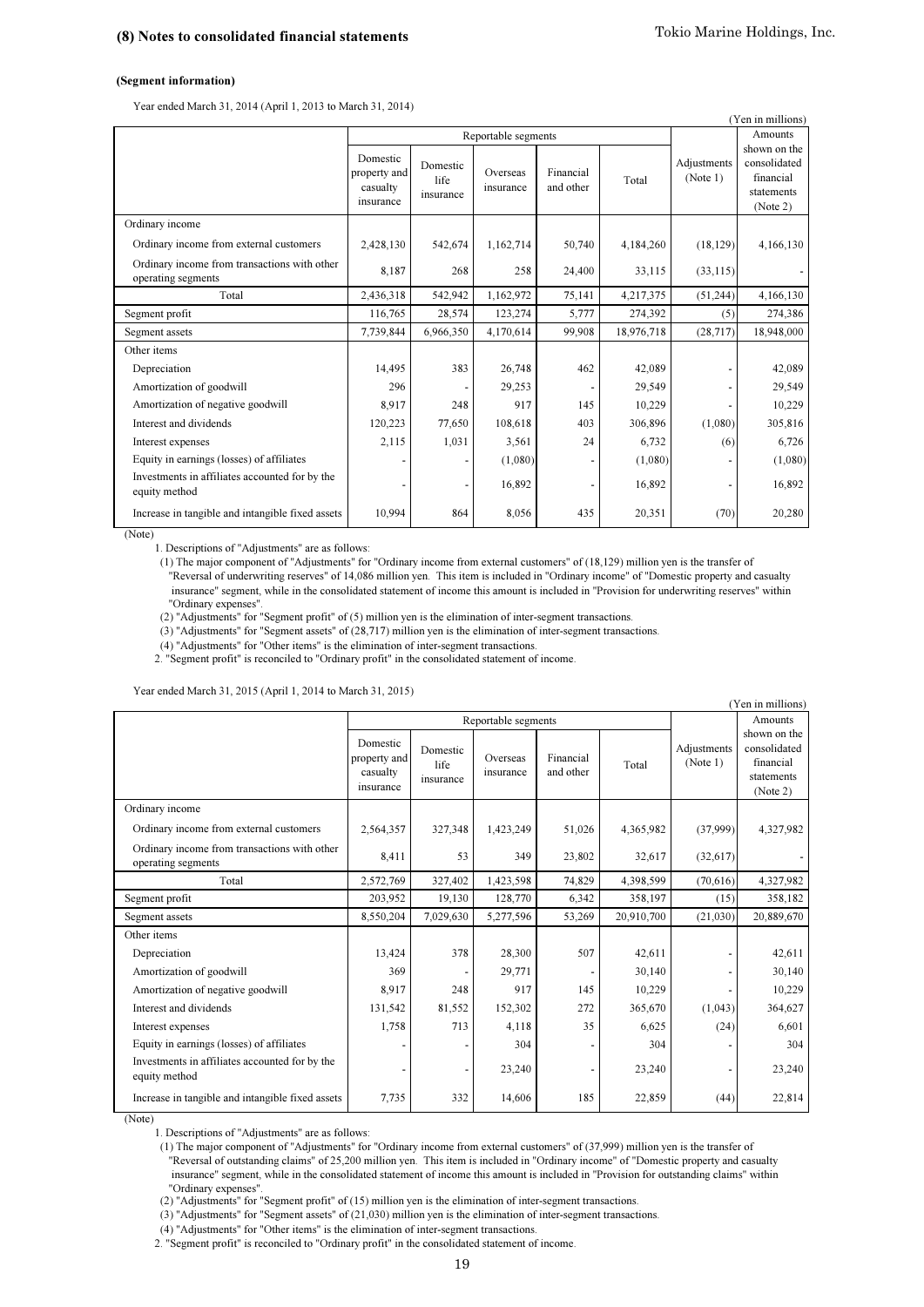### (8) Notes to consolidated financial statements

#### (Segment information)

Year ended March 31, 2014 (April 1, 2013 to March 31, 2014)

(Yen in millions)

| | Reportable segments | | | | | Adjustments (Note 1) | Amounts shown on the consolidated financial statements (Note 2) |
|---|---|---|---|---|---|---|---|
| | Domestic property and casualty insurance | Domestic life insurance | Overseas insurance | Financial and other | Total | | |
| Ordinary income | | | | | | | |
| Ordinary income from external customers | 2,428,130 | 542,674 | 1,162,714 | 50,740 | 4,184,260 | (18,129) | 4,166,130 |
| Ordinary income from transactions with other operating segments | 8,187 | 268 | 258 | 24,400 | 33,115 | (33,115) | - |
| Total | 2,436,318 | 542,942 | 1,162,972 | 75,141 | 4,217,375 | (51,244) | 4,166,130 |
| Segment profit | 116,765 | 28,574 | 123,274 | 5,777 | 274,392 | (5) | 274,386 |
| Segment assets | 7,739,844 | 6,966,350 | 4,170,614 | 99,908 | 18,976,718 | (28,717) | 18,948,000 |
| Other items | | | | | | | |
| Depreciation | 14,495 | 383 | 26,748 | 462 | 42,089 | - | 42,089 |
| Amortization of goodwill | 296 | - | 29,253 | - | 29,549 | - | 29,549 |
| Amortization of negative goodwill | 8,917 | 248 | 917 | 145 | 10,229 | - | 10,229 |
| Interest and dividends | 120,223 | 77,650 | 108,618 | 403 | 306,896 | (1,080) | 305,816 |
| Interest expenses | 2,115 | 1,031 | 3,561 | 24 | 6,732 | (6) | 6,726 |
| Equity in earnings (losses) of affiliates | - | - | (1,080) | - | (1,080) | - | (1,080) |
| Investments in affiliates accounted for by the equity method | - | - | 16,892 | - | 16,892 | - | 16,892 |
| Increase in tangible and intangible fixed assets | 10,994 | 864 | 8,056 | 435 | 20,351 | (70) | 20,280 |

(Note)

1. Descriptions of "Adjustments" are as follows:
   (1) The major component of "Adjustments" for "Ordinary income from external customers" of (18,129) million yen is the transfer of "Reversal of underwriting reserves" of 14,086 million yen. This item is included in "Ordinary income" of "Domestic property and casualty insurance" segment, while in the consolidated statement of income this amount is included in "Provision for underwriting reserves" within "Ordinary expenses".
   (2) "Adjustments" for "Segment profit" of (5) million yen is the elimination of inter-segment transactions.
   (3) "Adjustments" for "Segment assets" of (28,717) million yen is the elimination of inter-segment transactions.
   (4) "Adjustments" for "Other items" is the elimination of inter-segment transactions.
2. "Segment profit" is reconciled to "Ordinary profit" in the consolidated statement of income.

Year ended March 31, 2015 (April 1, 2014 to March 31, 2015)

(Yen in millions)

| | Reportable segments | | | | | Adjustments (Note 1) | Amounts shown on the consolidated financial statements (Note 2) |
|---|---|---|---|---|---|---|---|
| | Domestic property and casualty insurance | Domestic life insurance | Overseas insurance | Financial and other | Total | | |
| Ordinary income | | | | | | | |
| Ordinary income from external customers | 2,564,357 | 327,348 | 1,423,249 | 51,026 | 4,365,982 | (37,999) | 4,327,982 |
| Ordinary income from transactions with other operating segments | 8,411 | 53 | 349 | 23,802 | 32,617 | (32,617) | - |
| Total | 2,572,769 | 327,402 | 1,423,598 | 74,829 | 4,398,599 | (70,616) | 4,327,982 |
| Segment profit | 203,952 | 19,130 | 128,770 | 6,342 | 358,197 | (15) | 358,182 |
| Segment assets | 8,550,204 | 7,029,630 | 5,277,596 | 53,269 | 20,910,700 | (21,030) | 20,889,670 |
| Other items | | | | | | | |
| Depreciation | 13,424 | 378 | 28,300 | 507 | 42,611 | - | 42,611 |
| Amortization of goodwill | 369 | - | 29,771 | - | 30,140 | - | 30,140 |
| Amortization of negative goodwill | 8,917 | 248 | 917 | 145 | 10,229 | - | 10,229 |
| Interest and dividends | 131,542 | 81,552 | 152,302 | 272 | 365,670 | (1,043) | 364,627 |
| Interest expenses | 1,758 | 713 | 4,118 | 35 | 6,625 | (24) | 6,601 |
| Equity in earnings (losses) of affiliates | - | - | 304 | - | 304 | - | 304 |
| Investments in affiliates accounted for by the equity method | - | - | 23,240 | - | 23,240 | - | 23,240 |
| Increase in tangible and intangible fixed assets | 7,735 | 332 | 14,606 | 185 | 22,859 | (44) | 22,814 |

(Note)

1. Descriptions of "Adjustments" are as follows:
   (1) The major component of "Adjustments" for "Ordinary income from external customers" of (37,999) million yen is the transfer of "Reversal of outstanding claims" of 25,200 million yen. This item is included in "Ordinary income" of "Domestic property and casualty insurance" segment, while in the consolidated statement of income this amount is included in "Provision for outstanding claims" within "Ordinary expenses".
   (2) "Adjustments" for "Segment profit" of (15) million yen is the elimination of inter-segment transactions.
   (3) "Adjustments" for "Segment assets" of (21,030) million yen is the elimination of inter-segment transactions.
   (4) "Adjustments" for "Other items" is the elimination of inter-segment transactions.
2. "Segment profit" is reconciled to "Ordinary profit" in the consolidated statement of income.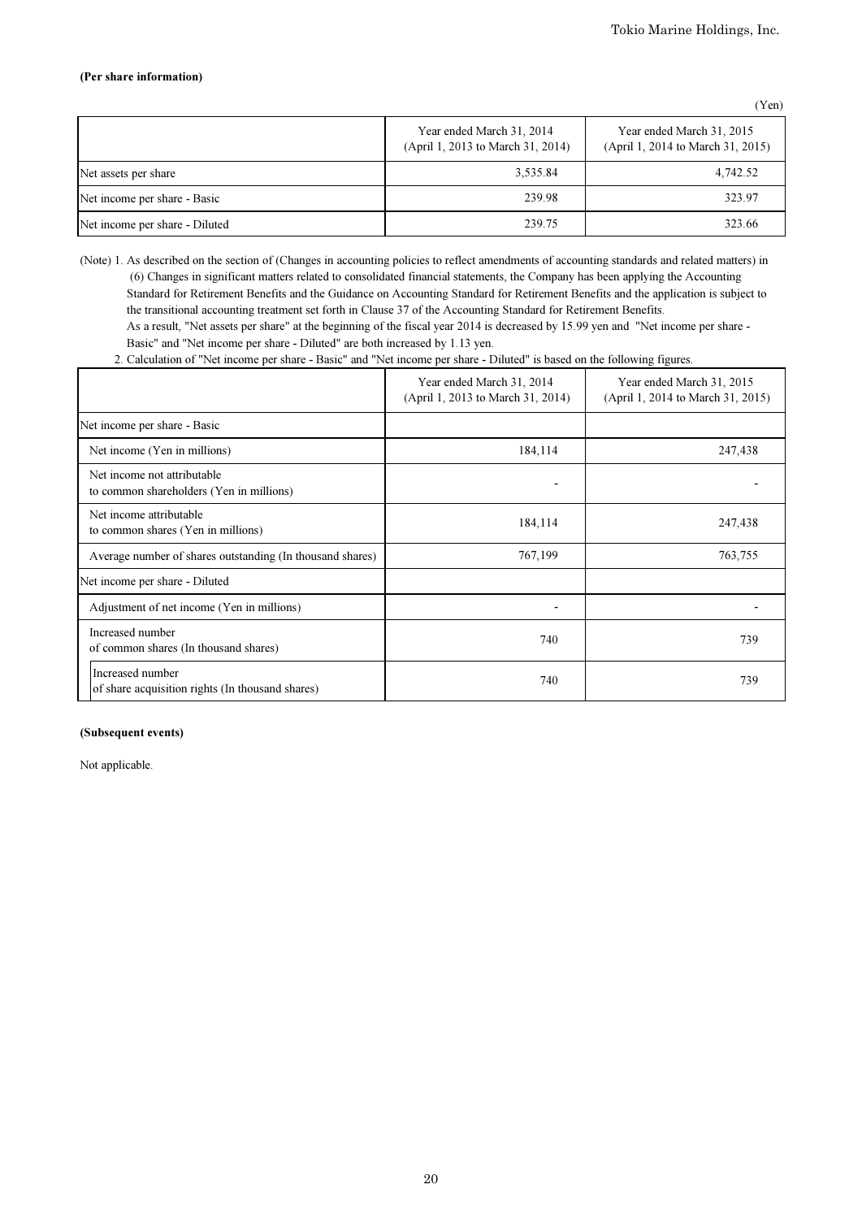**(Per share information)**

(Yen)

| | Year ended March 31, 2014 (April 1, 2013 to March 31, 2014) | Year ended March 31, 2015 (April 1, 2014 to March 31, 2015) |
|---|---|---|
| Net assets per share | 3,535.84 | 4,742.52 |
| Net income per share - Basic | 239.98 | 323.97 |
| Net income per share - Diluted | 239.75 | 323.66 |

(Note) 1. As described on the section of (Changes in accounting policies to reflect amendments of accounting standards and related matters) in (6) Changes in significant matters related to consolidated financial statements, the Company has been applying the Accounting Standard for Retirement Benefits and the Guidance on Accounting Standard for Retirement Benefits and the application is subject to the transitional accounting treatment set forth in Clause 37 of the Accounting Standard for Retirement Benefits.
As a result, "Net assets per share" at the beginning of the fiscal year 2014 is decreased by 15.99 yen and "Net income per share - Basic" and "Net income per share - Diluted" are both increased by 1.13 yen.

2. Calculation of "Net income per share - Basic" and "Net income per share - Diluted" is based on the following figures.

| | Year ended March 31, 2014 (April 1, 2013 to March 31, 2014) | Year ended March 31, 2015 (April 1, 2014 to March 31, 2015) |
|---|---|---|
| Net income per share - Basic | | |
| Net income (Yen in millions) | 184,114 | 247,438 |
| Net income not attributable to common shareholders (Yen in millions) | - | - |
| Net income attributable to common shares (Yen in millions) | 184,114 | 247,438 |
| Average number of shares outstanding (In thousand shares) | 767,199 | 763,755 |
| Net income per share - Diluted | | |
| Adjustment of net income (Yen in millions) | - | - |
| Increased number of common shares (In thousand shares) | 740 | 739 |
| Increased number of share acquisition rights (In thousand shares) | 740 | 739 |

**(Subsequent events)**

Not applicable.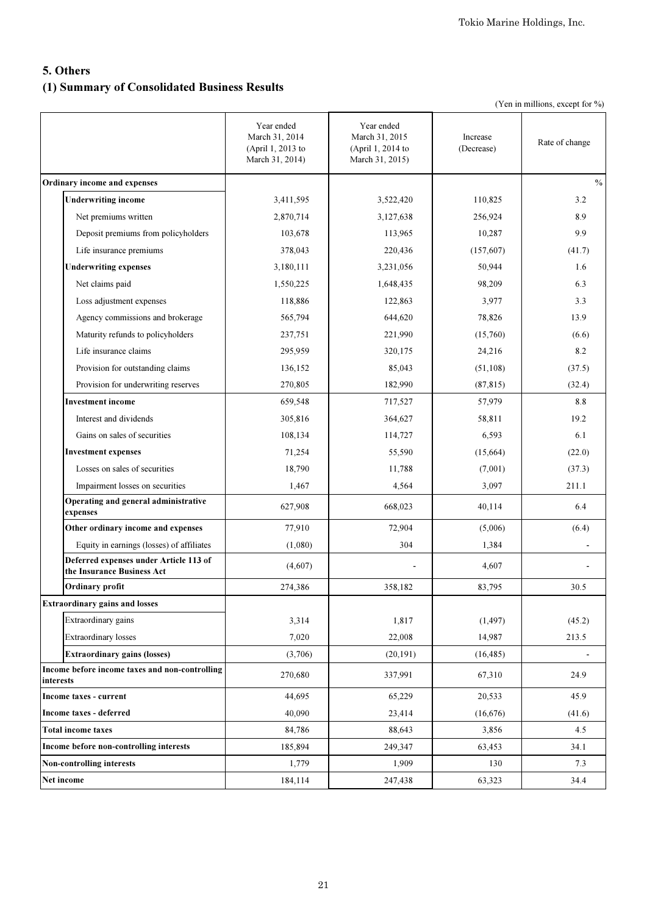## 5. Others

### (1) Summary of Consolidated Business Results

(Yen in millions, except for %)

| | Year ended March 31, 2014 (April 1, 2013 to March 31, 2014) | Year ended March 31, 2015 (April 1, 2014 to March 31, 2015) | Increase (Decrease) | Rate of change |
|---|---|---|---|---|
| **Ordinary income and expenses** | | | | % |
| **Underwriting income** | 3,411,595 | 3,522,420 | 110,825 | 3.2 |
| Net premiums written | 2,870,714 | 3,127,638 | 256,924 | 8.9 |
| Deposit premiums from policyholders | 103,678 | 113,965 | 10,287 | 9.9 |
| Life insurance premiums | 378,043 | 220,436 | (157,607) | (41.7) |
| **Underwriting expenses** | 3,180,111 | 3,231,056 | 50,944 | 1.6 |
| Net claims paid | 1,550,225 | 1,648,435 | 98,209 | 6.3 |
| Loss adjustment expenses | 118,886 | 122,863 | 3,977 | 3.3 |
| Agency commissions and brokerage | 565,794 | 644,620 | 78,826 | 13.9 |
| Maturity refunds to policyholders | 237,751 | 221,990 | (15,760) | (6.6) |
| Life insurance claims | 295,959 | 320,175 | 24,216 | 8.2 |
| Provision for outstanding claims | 136,152 | 85,043 | (51,108) | (37.5) |
| Provision for underwriting reserves | 270,805 | 182,990 | (87,815) | (32.4) |
| **Investment income** | 659,548 | 717,527 | 57,979 | 8.8 |
| Interest and dividends | 305,816 | 364,627 | 58,811 | 19.2 |
| Gains on sales of securities | 108,134 | 114,727 | 6,593 | 6.1 |
| **Investment expenses** | 71,254 | 55,590 | (15,664) | (22.0) |
| Losses on sales of securities | 18,790 | 11,788 | (7,001) | (37.3) |
| Impairment losses on securities | 1,467 | 4,564 | 3,097 | 211.1 |
| **Operating and general administrative expenses** | 627,908 | 668,023 | 40,114 | 6.4 |
| **Other ordinary income and expenses** | 77,910 | 72,904 | (5,006) | (6.4) |
| Equity in earnings (losses) of affiliates | (1,080) | 304 | 1,384 | - |
| **Deferred expenses under Article 113 of the Insurance Business Act** | (4,607) | - | 4,607 | - |
| **Ordinary profit** | 274,386 | 358,182 | 83,795 | 30.5 |
| **Extraordinary gains and losses** | | | | |
| Extraordinary gains | 3,314 | 1,817 | (1,497) | (45.2) |
| Extraordinary losses | 7,020 | 22,008 | 14,987 | 213.5 |
| **Extraordinary gains (losses)** | (3,706) | (20,191) | (16,485) | - |
| **Income before income taxes and non-controlling interests** | 270,680 | 337,991 | 67,310 | 24.9 |
| **Income taxes - current** | 44,695 | 65,229 | 20,533 | 45.9 |
| **Income taxes - deferred** | 40,090 | 23,414 | (16,676) | (41.6) |
| **Total income taxes** | 84,786 | 88,643 | 3,856 | 4.5 |
| **Income before non-controlling interests** | 185,894 | 249,347 | 63,453 | 34.1 |
| **Non-controlling interests** | 1,779 | 1,909 | 130 | 7.3 |
| **Net income** | 184,114 | 247,438 | 63,323 | 34.4 |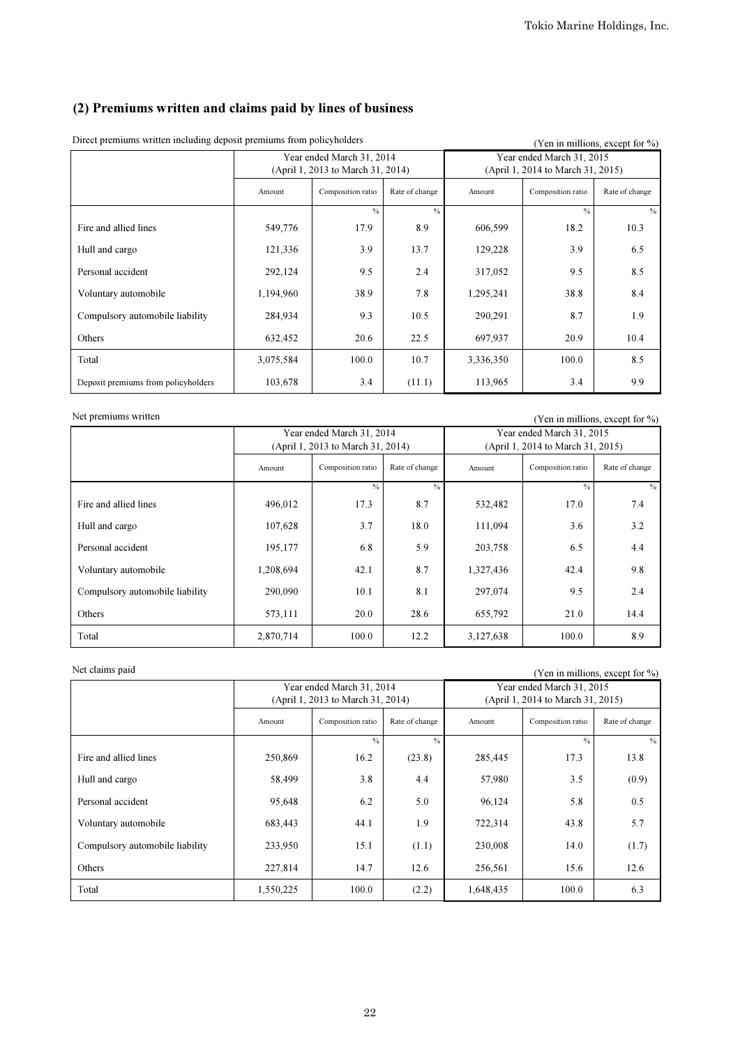## (2) Premiums written and claims paid by lines of business

Direct premiums written including deposit premiums from policyholders

(Yen in millions, except for %)

| | Year ended March 31, 2014 (April 1, 2013 to March 31, 2014) | | | Year ended March 31, 2015 (April 1, 2014 to March 31, 2015) | | |
|---|---|---|---|---|---|---|
| | Amount | Composition ratio | Rate of change | Amount | Composition ratio | Rate of change |
| | | % | % | | % | % |
| Fire and allied lines | 549,776 | 17.9 | 8.9 | 606,599 | 18.2 | 10.3 |
| Hull and cargo | 121,336 | 3.9 | 13.7 | 129,228 | 3.9 | 6.5 |
| Personal accident | 292,124 | 9.5 | 2.4 | 317,052 | 9.5 | 8.5 |
| Voluntary automobile | 1,194,960 | 38.9 | 7.8 | 1,295,241 | 38.8 | 8.4 |
| Compulsory automobile liability | 284,934 | 9.3 | 10.5 | 290,291 | 8.7 | 1.9 |
| Others | 632,452 | 20.6 | 22.5 | 697,937 | 20.9 | 10.4 |
| Total | 3,075,584 | 100.0 | 10.7 | 3,336,350 | 100.0 | 8.5 |
| Deposit premiums from policyholders | 103,678 | 3.4 | (11.1) | 113,965 | 3.4 | 9.9 |

Net premiums written

(Yen in millions, except for %)

| | Year ended March 31, 2014 (April 1, 2013 to March 31, 2014) | | | Year ended March 31, 2015 (April 1, 2014 to March 31, 2015) | | |
|---|---|---|---|---|---|---|
| | Amount | Composition ratio | Rate of change | Amount | Composition ratio | Rate of change |
| | | % | % | | % | % |
| Fire and allied lines | 496,012 | 17.3 | 8.7 | 532,482 | 17.0 | 7.4 |
| Hull and cargo | 107,628 | 3.7 | 18.0 | 111,094 | 3.6 | 3.2 |
| Personal accident | 195,177 | 6.8 | 5.9 | 203,758 | 6.5 | 4.4 |
| Voluntary automobile | 1,208,694 | 42.1 | 8.7 | 1,327,436 | 42.4 | 9.8 |
| Compulsory automobile liability | 290,090 | 10.1 | 8.1 | 297,074 | 9.5 | 2.4 |
| Others | 573,111 | 20.0 | 28.6 | 655,792 | 21.0 | 14.4 |
| Total | 2,870,714 | 100.0 | 12.2 | 3,127,638 | 100.0 | 8.9 |

Net claims paid

(Yen in millions, except for %)

| | Year ended March 31, 2014 (April 1, 2013 to March 31, 2014) | | | Year ended March 31, 2015 (April 1, 2014 to March 31, 2015) | | |
|---|---|---|---|---|---|---|
| | Amount | Composition ratio | Rate of change | Amount | Composition ratio | Rate of change |
| | | % | % | | % | % |
| Fire and allied lines | 250,869 | 16.2 | (23.8) | 285,445 | 17.3 | 13.8 |
| Hull and cargo | 58,499 | 3.8 | 4.4 | 57,980 | 3.5 | (0.9) |
| Personal accident | 95,648 | 6.2 | 5.0 | 96,124 | 5.8 | 0.5 |
| Voluntary automobile | 683,443 | 44.1 | 1.9 | 722,314 | 43.8 | 5.7 |
| Compulsory automobile liability | 233,950 | 15.1 | (1.1) | 230,008 | 14.0 | (1.7) |
| Others | 227,814 | 14.7 | 12.6 | 256,561 | 15.6 | 12.6 |
| Total | 1,550,225 | 100.0 | (2.2) | 1,648,435 | 100.0 | 6.3 |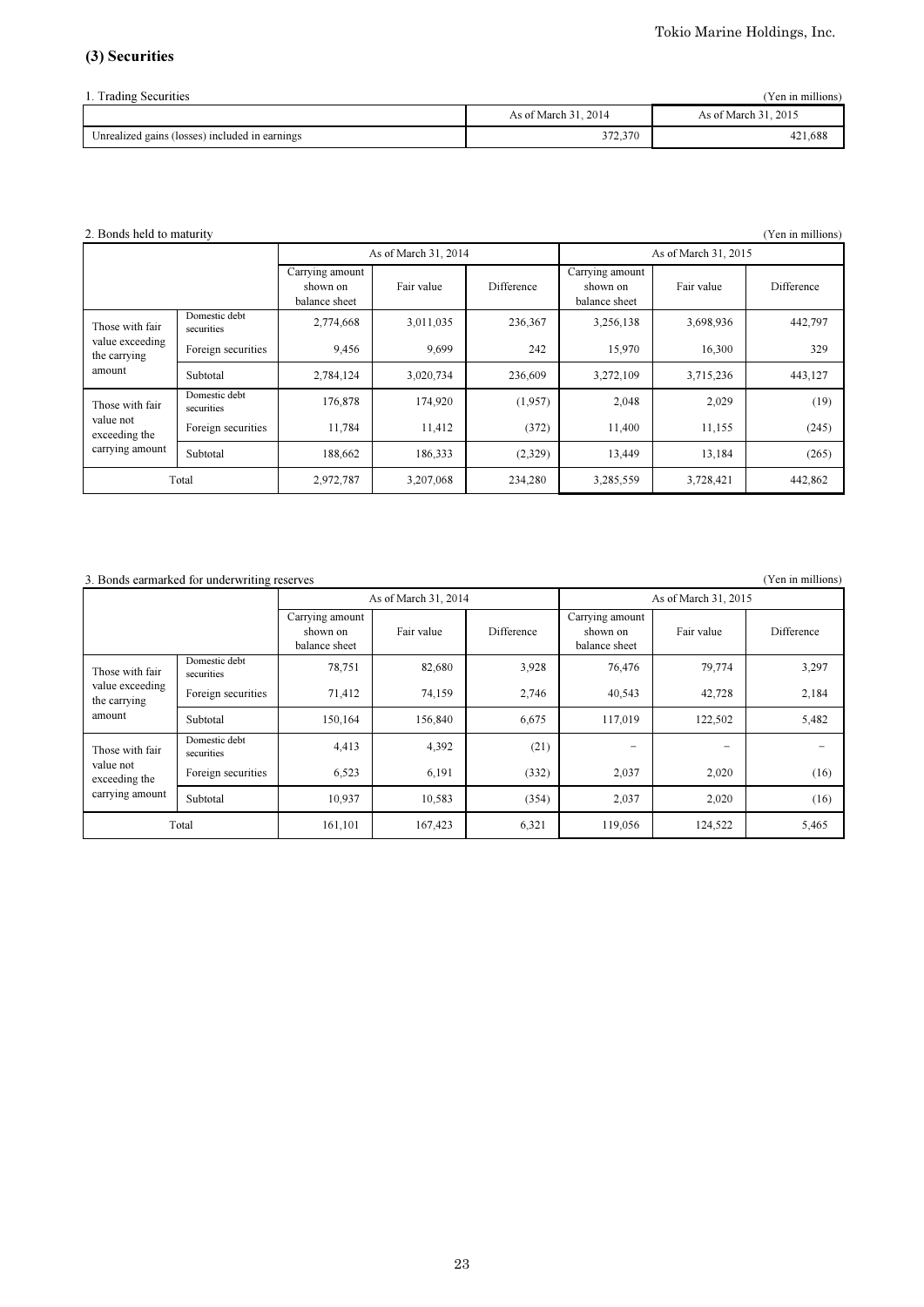## (3) Securities

1. Trading Securities

(Yen in millions)

| | As of March 31, 2014 | As of March 31, 2015 |
|---|---|---|
| Unrealized gains (losses) included in earnings | 372,370 | 421,688 |

2. Bonds held to maturity

(Yen in millions)

| | | As of March 31, 2014 | | | As of March 31, 2015 | | |
|---|---|---|---|---|---|---|---|
| | | Carrying amount shown on balance sheet | Fair value | Difference | Carrying amount shown on balance sheet | Fair value | Difference |
| Those with fair value exceeding the carrying amount | Domestic debt securities | 2,774,668 | 3,011,035 | 236,367 | 3,256,138 | 3,698,936 | 442,797 |
| | Foreign securities | 9,456 | 9,699 | 242 | 15,970 | 16,300 | 329 |
| | Subtotal | 2,784,124 | 3,020,734 | 236,609 | 3,272,109 | 3,715,236 | 443,127 |
| Those with fair value not exceeding the carrying amount | Domestic debt securities | 176,878 | 174,920 | (1,957) | 2,048 | 2,029 | (19) |
| | Foreign securities | 11,784 | 11,412 | (372) | 11,400 | 11,155 | (245) |
| | Subtotal | 188,662 | 186,333 | (2,329) | 13,449 | 13,184 | (265) |
| Total | | 2,972,787 | 3,207,068 | 234,280 | 3,285,559 | 3,728,421 | 442,862 |

3. Bonds earmarked for underwriting reserves

(Yen in millions)

| | | As of March 31, 2014 | | | As of March 31, 2015 | | |
|---|---|---|---|---|---|---|---|
| | | Carrying amount shown on balance sheet | Fair value | Difference | Carrying amount shown on balance sheet | Fair value | Difference |
| Those with fair value exceeding the carrying amount | Domestic debt securities | 78,751 | 82,680 | 3,928 | 76,476 | 79,774 | 3,297 |
| | Foreign securities | 71,412 | 74,159 | 2,746 | 40,543 | 42,728 | 2,184 |
| | Subtotal | 150,164 | 156,840 | 6,675 | 117,019 | 122,502 | 5,482 |
| Those with fair value not exceeding the carrying amount | Domestic debt securities | 4,413 | 4,392 | (21) | − | − | − |
| | Foreign securities | 6,523 | 6,191 | (332) | 2,037 | 2,020 | (16) |
| | Subtotal | 10,937 | 10,583 | (354) | 2,037 | 2,020 | (16) |
| Total | | 161,101 | 167,423 | 6,321 | 119,056 | 124,522 | 5,465 |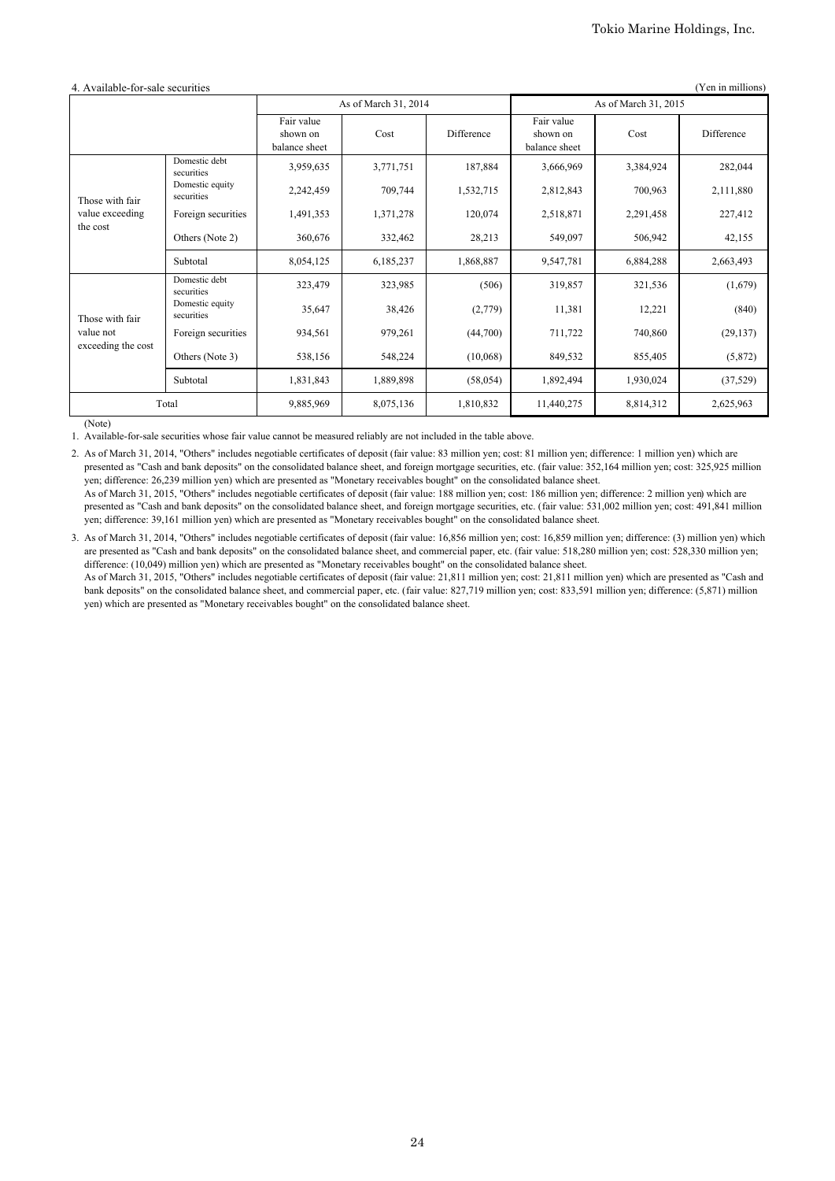4. Available-for-sale securities

(Yen in millions)

| | | As of March 31, 2014 | | | As of March 31, 2015 | | |
|---|---|---|---|---|---|---|---|
| | | Fair value shown on balance sheet | Cost | Difference | Fair value shown on balance sheet | Cost | Difference |
| Those with fair value exceeding the cost | Domestic debt securities | 3,959,635 | 3,771,751 | 187,884 | 3,666,969 | 3,384,924 | 282,044 |
| | Domestic equity securities | 2,242,459 | 709,744 | 1,532,715 | 2,812,843 | 700,963 | 2,111,880 |
| | Foreign securities | 1,491,353 | 1,371,278 | 120,074 | 2,518,871 | 2,291,458 | 227,412 |
| | Others (Note 2) | 360,676 | 332,462 | 28,213 | 549,097 | 506,942 | 42,155 |
| | Subtotal | 8,054,125 | 6,185,237 | 1,868,887 | 9,547,781 | 6,884,288 | 2,663,493 |
| Those with fair value not exceeding the cost | Domestic debt securities | 323,479 | 323,985 | (506) | 319,857 | 321,536 | (1,679) |
| | Domestic equity securities | 35,647 | 38,426 | (2,779) | 11,381 | 12,221 | (840) |
| | Foreign securities | 934,561 | 979,261 | (44,700) | 711,722 | 740,860 | (29,137) |
| | Others (Note 3) | 538,156 | 548,224 | (10,068) | 849,532 | 855,405 | (5,872) |
| | Subtotal | 1,831,843 | 1,889,898 | (58,054) | 1,892,494 | 1,930,024 | (37,529) |
| Total | | 9,885,969 | 8,075,136 | 1,810,832 | 11,440,275 | 8,814,312 | 2,625,963 |

(Note)

1. Available-for-sale securities whose fair value cannot be measured reliably are not included in the table above.

2. As of March 31, 2014, "Others" includes negotiable certificates of deposit (fair value: 83 million yen; cost: 81 million yen; difference: 1 million yen) which are presented as "Cash and bank deposits" on the consolidated balance sheet, and foreign mortgage securities, etc. (fair value: 352,164 million yen; cost: 325,925 million yen; difference: 26,239 million yen) which are presented as "Monetary receivables bought" on the consolidated balance sheet.
   As of March 31, 2015, "Others" includes negotiable certificates of deposit (fair value: 188 million yen; cost: 186 million yen; difference: 2 million yen) which are presented as "Cash and bank deposits" on the consolidated balance sheet, and foreign mortgage securities, etc. (fair value: 531,002 million yen; cost: 491,841 million yen; difference: 39,161 million yen) which are presented as "Monetary receivables bought" on the consolidated balance sheet.

3. As of March 31, 2014, "Others" includes negotiable certificates of deposit (fair value: 16,856 million yen; cost: 16,859 million yen; difference: (3) million yen) which are presented as "Cash and bank deposits" on the consolidated balance sheet, and commercial paper, etc. (fair value: 518,280 million yen; cost: 528,330 million yen; difference: (10,049) million yen) which are presented as "Monetary receivables bought" on the consolidated balance sheet.
   As of March 31, 2015, "Others" includes negotiable certificates of deposit (fair value: 21,811 million yen; cost: 21,811 million yen) which are presented as "Cash and bank deposits" on the consolidated balance sheet, and commercial paper, etc. (fair value: 827,719 million yen; cost: 833,591 million yen; difference: (5,871) million yen) which are presented as "Monetary receivables bought" on the consolidated balance sheet.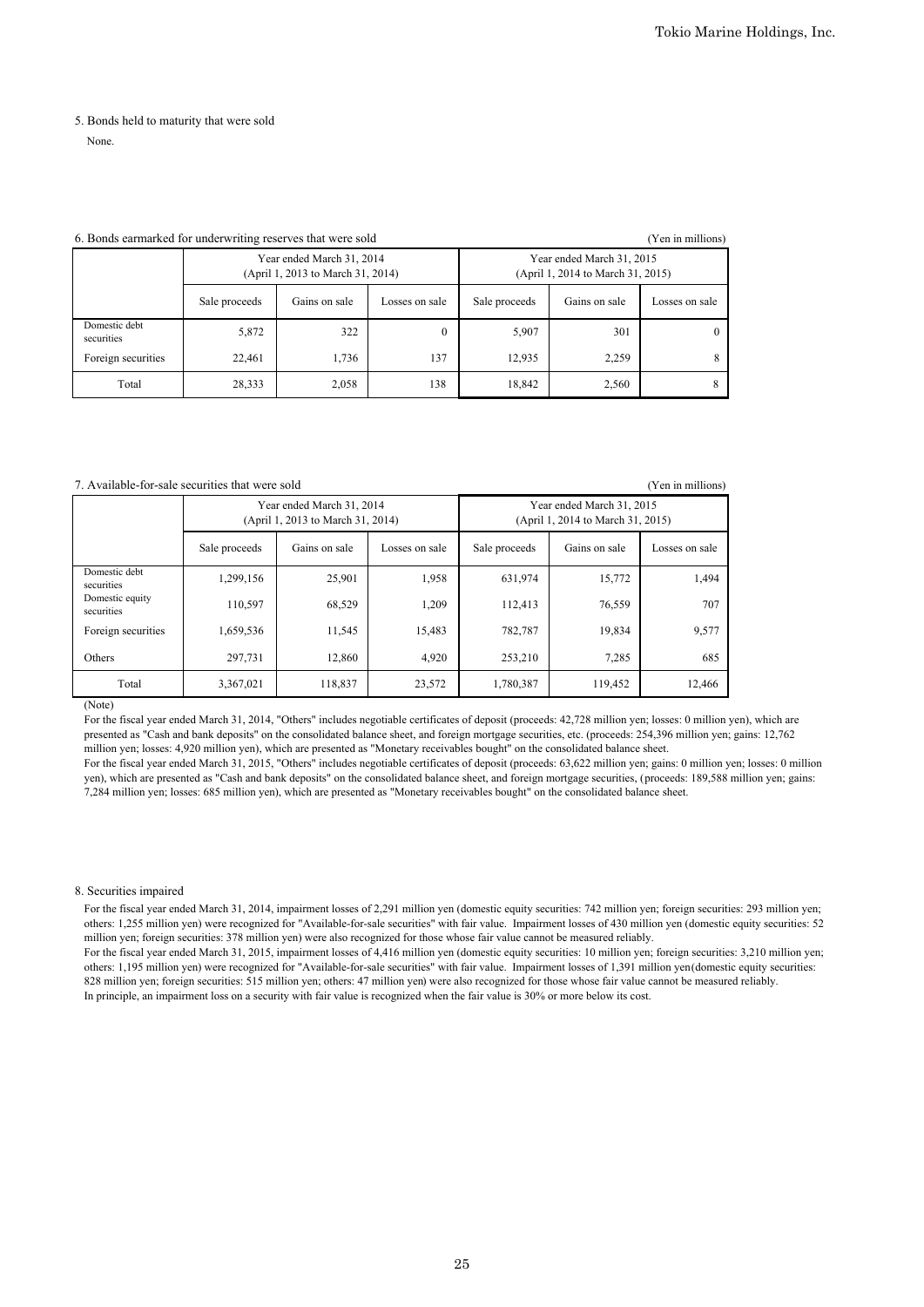5. Bonds held to maturity that were sold

None.

6. Bonds earmarked for underwriting reserves that were sold

(Yen in millions)

| | Year ended March 31, 2014 (April 1, 2013 to March 31, 2014) | | | Year ended March 31, 2015 (April 1, 2014 to March 31, 2015) | | |
|---|---|---|---|---|---|---|
| | Sale proceeds | Gains on sale | Losses on sale | Sale proceeds | Gains on sale | Losses on sale |
| Domestic debt securities | 5,872 | 322 | 0 | 5,907 | 301 | 0 |
| Foreign securities | 22,461 | 1,736 | 137 | 12,935 | 2,259 | 8 |
| Total | 28,333 | 2,058 | 138 | 18,842 | 2,560 | 8 |

7. Available-for-sale securities that were sold

(Yen in millions)

| | Year ended March 31, 2014 (April 1, 2013 to March 31, 2014) | | | Year ended March 31, 2015 (April 1, 2014 to March 31, 2015) | | |
|---|---|---|---|---|---|---|
| | Sale proceeds | Gains on sale | Losses on sale | Sale proceeds | Gains on sale | Losses on sale |
| Domestic debt securities | 1,299,156 | 25,901 | 1,958 | 631,974 | 15,772 | 1,494 |
| Domestic equity securities | 110,597 | 68,529 | 1,209 | 112,413 | 76,559 | 707 |
| Foreign securities | 1,659,536 | 11,545 | 15,483 | 782,787 | 19,834 | 9,577 |
| Others | 297,731 | 12,860 | 4,920 | 253,210 | 7,285 | 685 |
| Total | 3,367,021 | 118,837 | 23,572 | 1,780,387 | 119,452 | 12,466 |

(Note)

For the fiscal year ended March 31, 2014, "Others" includes negotiable certificates of deposit (proceeds: 42,728 million yen; losses: 0 million yen), which are presented as "Cash and bank deposits" on the consolidated balance sheet, and foreign mortgage securities, etc. (proceeds: 254,396 million yen; gains: 12,762 million yen; losses: 4,920 million yen), which are presented as "Monetary receivables bought" on the consolidated balance sheet.

For the fiscal year ended March 31, 2015, "Others" includes negotiable certificates of deposit (proceeds: 63,622 million yen; gains: 0 million yen; losses: 0 million yen), which are presented as "Cash and bank deposits" on the consolidated balance sheet, and foreign mortgage securities, (proceeds: 189,588 million yen; gains: 7,284 million yen; losses: 685 million yen), which are presented as "Monetary receivables bought" on the consolidated balance sheet.

8. Securities impaired

For the fiscal year ended March 31, 2014, impairment losses of 2,291 million yen (domestic equity securities: 742 million yen; foreign securities: 293 million yen; others: 1,255 million yen) were recognized for "Available-for-sale securities" with fair value. Impairment losses of 430 million yen (domestic equity securities: 52 million yen; foreign securities: 378 million yen) were also recognized for those whose fair value cannot be measured reliably.

For the fiscal year ended March 31, 2015, impairment losses of 4,416 million yen (domestic equity securities: 10 million yen; foreign securities: 3,210 million yen; others: 1,195 million yen) were recognized for "Available-for-sale securities" with fair value. Impairment losses of 1,391 million yen(domestic equity securities: 828 million yen; foreign securities: 515 million yen; others: 47 million yen) were also recognized for those whose fair value cannot be measured reliably.

In principle, an impairment loss on a security with fair value is recognized when the fair value is 30% or more below its cost.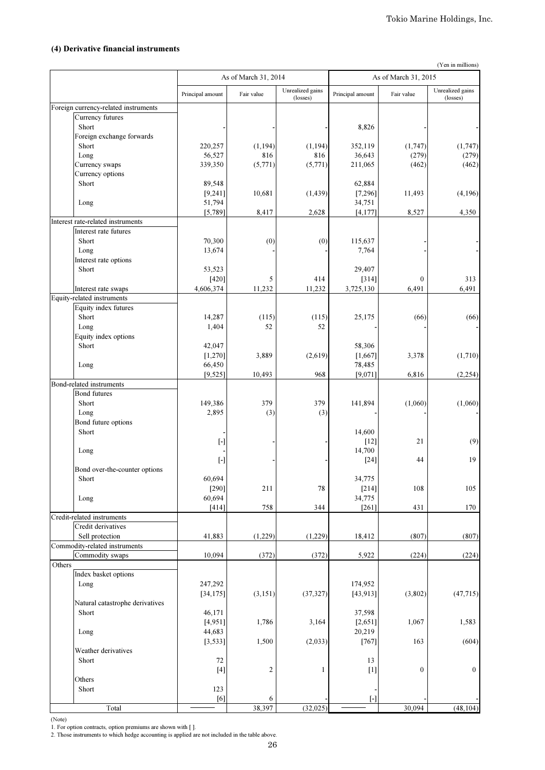### (4) Derivative financial instruments

(Yen in millions)

| | | As of March 31, 2014 | | | As of March 31, 2015 | |
|---|---|---|---|---|---|---|
| | | Principal amount | Fair value | Unrealized gains (losses) | Principal amount | Fair value | Unrealized gains (losses) |
| Foreign currency-related instruments | | | | | | | |
| Currency futures | | | | | | | |
| Short | | - | - | - | 8,826 | - | - |
| Foreign exchange forwards | | | | | | | |
| Short | | 220,257 | (1,194) | (1,194) | 352,119 | (1,747) | (1,747) |
| Long | | 56,527 | 816 | 816 | 36,643 | (279) | (279) |
| Currency swaps | | 339,350 | (5,771) | (5,771) | 211,065 | (462) | (462) |
| Currency options | | | | | | | |
| Short | | 89,548 [9,241] | 10,681 | (1,439) | 62,884 [7,296] | 11,493 | (4,196) |
| Long | | 51,794 [5,789] | 8,417 | 2,628 | 34,751 [4,177] | 8,527 | 4,350 |
| Interest rate-related instruments | | | | | | | |
| Interest rate futures | | | | | | | |
| Short | | 70,300 | (0) | (0) | 115,637 | - | - |
| Long | | 13,674 | - | - | 7,764 | - | - |
| Interest rate options | | | | | | | |
| Short | | 53,523 [420] | 5 | 414 | 29,407 [314] | 0 | 313 |
| Interest rate swaps | | 4,606,374 | 11,232 | 11,232 | 3,725,130 | 6,491 | 6,491 |
| Equity-related instruments | | | | | | | |
| Equity index futures | | | | | | | |
| Short | | 14,287 | (115) | (115) | 25,175 | (66) | (66) |
| Long | | 1,404 | 52 | 52 | - | - | - |
| Equity index options | | | | | | | |
| Short | | 42,047 [1,270] | 3,889 | (2,619) | 58,306 [1,667] | 3,378 | (1,710) |
| Long | | 66,450 [9,525] | 10,493 | 968 | 78,485 [9,071] | 6,816 | (2,254) |
| Bond-related instruments | | | | | | | |
| Bond futures | | | | | | | |
| Short | | 149,386 | 379 | 379 | 141,894 | (1,060) | (1,060) |
| Long | | 2,895 | (3) | (3) | - | - | - |
| Bond future options | | | | | | | |
| Short | | - [-] | - | - | 14,600 [12] | 21 | (9) |
| Long | | - [-] | - | - | 14,700 [24] | 44 | 19 |
| Bond over-the-counter options | | | | | | | |
| Short | | 60,694 [290] | 211 | 78 | 34,775 [214] | 108 | 105 |
| Long | | 60,694 [414] | 758 | 344 | 34,775 [261] | 431 | 170 |
| Credit-related instruments | | | | | | | |
| Credit derivatives | | | | | | | |
| Sell protection | | 41,883 | (1,229) | (1,229) | 18,412 | (807) | (807) |
| Commodity-related instruments | | | | | | | |
| Commodity swaps | | 10,094 | (372) | (372) | 5,922 | (224) | (224) |
| Others | | | | | | | |
| Index basket options | | | | | | | |
| Long | | 247,292 [34,175] | (3,151) | (37,327) | 174,952 [43,913] | (3,802) | (47,715) |
| Natural catastrophe derivatives | | | | | | | |
| Short | | 46,171 [4,951] | 1,786 | 3,164 | 37,598 [2,651] | 1,067 | 1,583 |
| Long | | 44,683 [3,533] | 1,500 | (2,033) | 20,219 [767] | 163 | (604) |
| Weather derivatives | | | | | | | |
| Short | | 72 [4] | 2 | 1 | 13 [1] | 0 | 0 |
| Others | | | | | | | |
| Short | | 123 [6] | 6 | - | - [-] | - | - |
| Total | | | 38,397 | (32,025) | | 30,094 | (48,104) |

(Note)
1. For option contracts, option premiums are shown with [ ].
2. Those instruments to which hedge accounting is applied are not included in the table above.